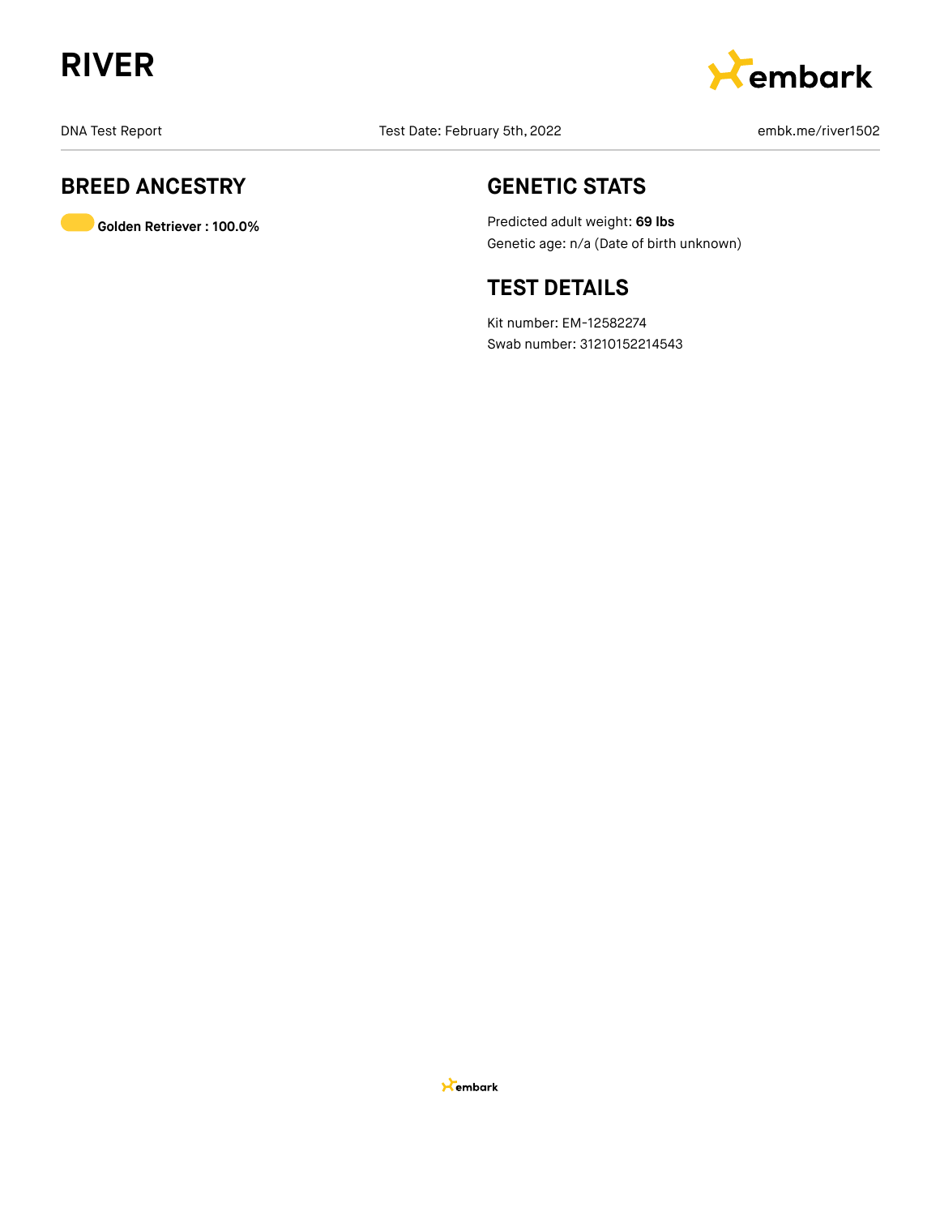# RIVER

DNA Test Report

Test Date: February 5th, 2022

embk.me/river1502

## BREED ANCESTRY

**Golden Retriever : 100.0%**

## GENETIC STATS

Predicted adult weight: **69 lbs**

Genetic age: n/a (Date of birth unknown)

## TEST DETAILS

Kit number: EM-12582274

Swab number: 31210152214543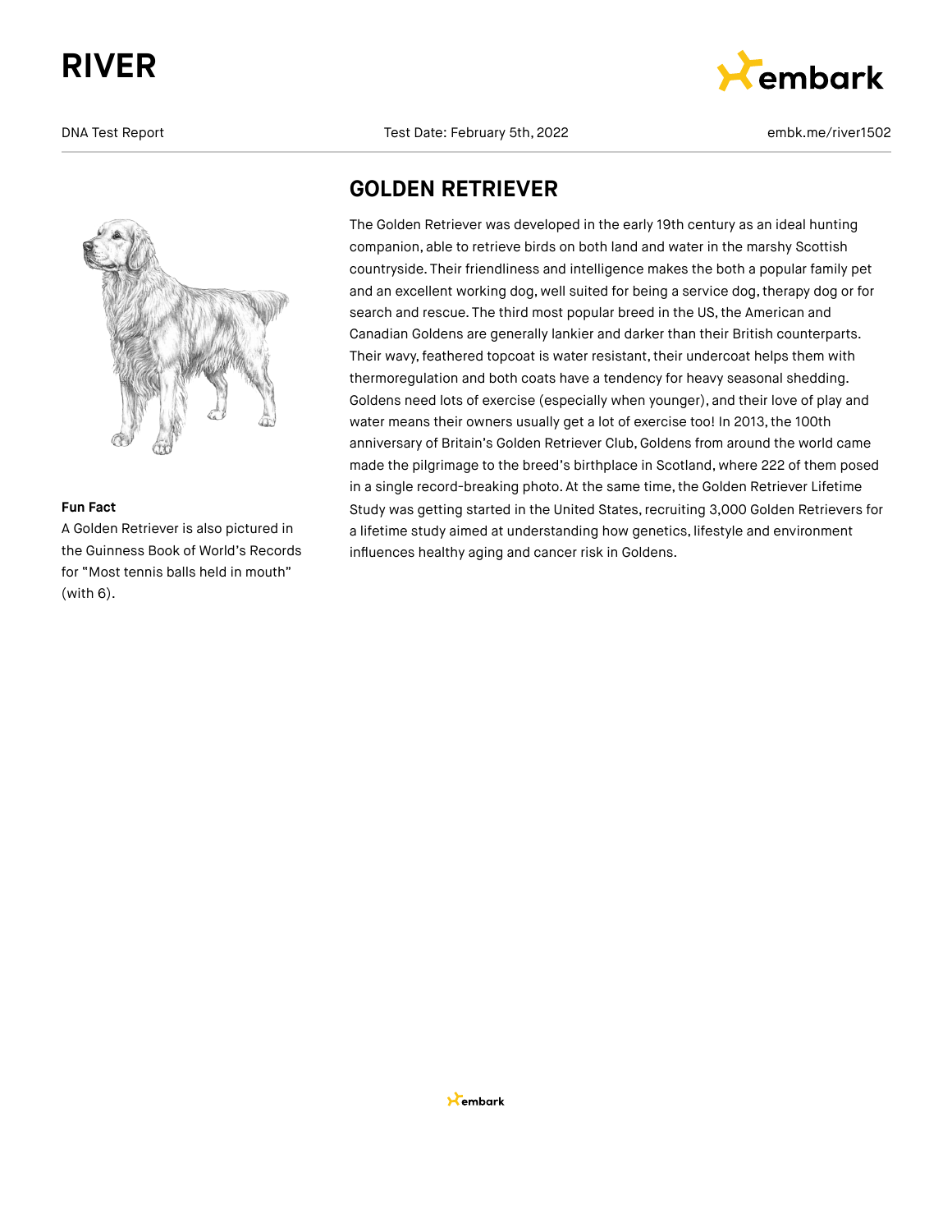# RIVER

DNA Test Report | Test Date: February 5th, 2022 | embk.me/river1502

## GOLDEN RETRIEVER

The Golden Retriever was developed in the early 19th century as an ideal hunting companion, able to retrieve birds on both land and water in the marshy Scottish countryside. Their friendliness and intelligence makes the both a popular family pet and an excellent working dog, well suited for being a service dog, therapy dog or for search and rescue. The third most popular breed in the US, the American and Canadian Goldens are generally lankier and darker than their British counterparts. Their wavy, feathered topcoat is water resistant, their undercoat helps them with thermoregulation and both coats have a tendency for heavy seasonal shedding. Goldens need lots of exercise (especially when younger), and their love of play and water means their owners usually get a lot of exercise too! In 2013, the 100th anniversary of Britain's Golden Retriever Club, Goldens from around the world came made the pilgrimage to the breed's birthplace in Scotland, where 222 of them posed in a single record-breaking photo. At the same time, the Golden Retriever Lifetime Study was getting started in the United States, recruiting 3,000 Golden Retrievers for a lifetime study aimed at understanding how genetics, lifestyle and environment influences healthy aging and cancer risk in Goldens.

**Fun Fact**

A Golden Retriever is also pictured in the Guinness Book of World's Records for "Most tennis balls held in mouth" (with 6).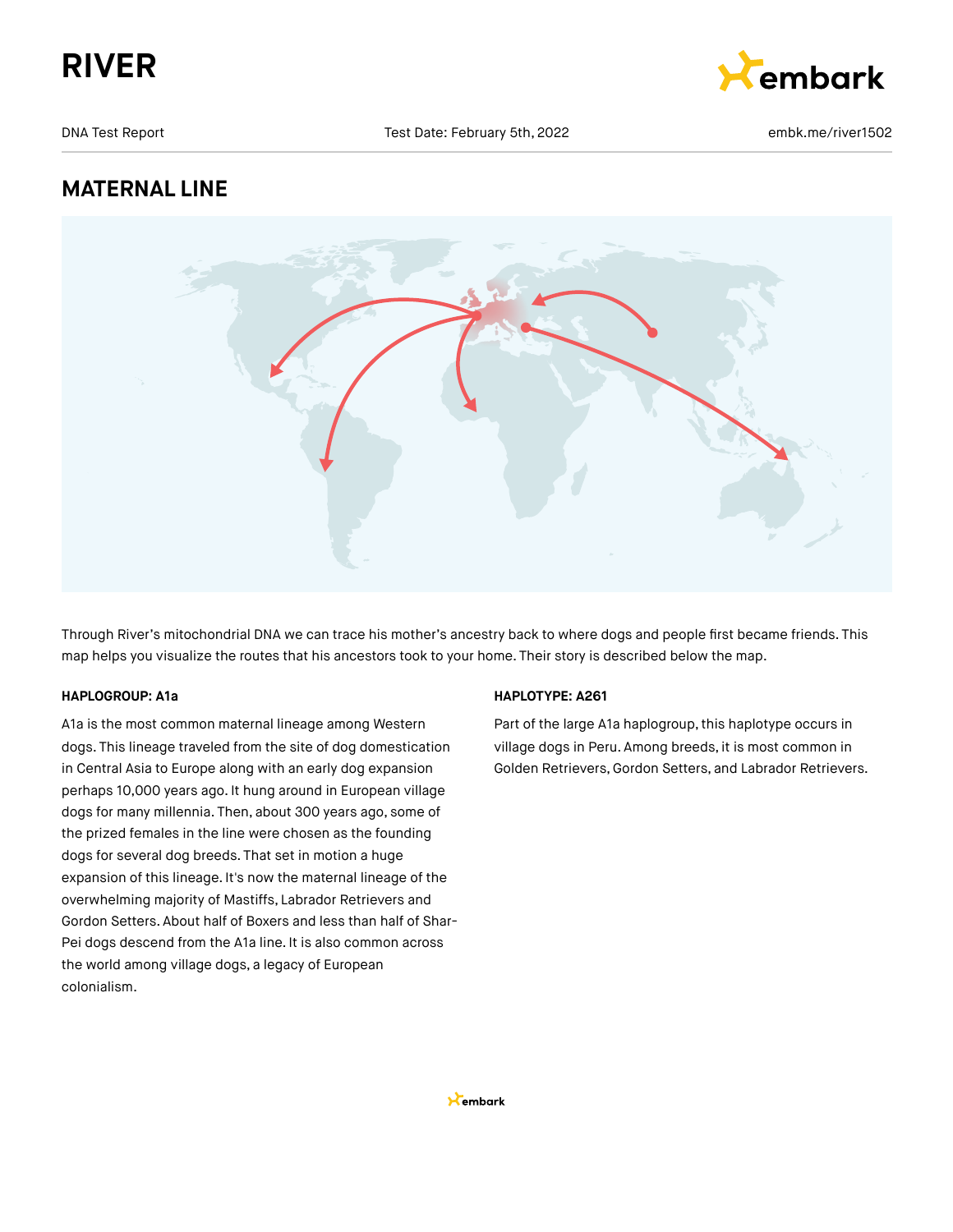# RIVER

DNA Test Report | Test Date: February 5th, 2022 | embk.me/river1502

## MATERNAL LINE

Through River's mitochondrial DNA we can trace his mother's ancestry back to where dogs and people first became friends. This map helps you visualize the routes that his ancestors took to your home. Their story is described below the map.

**HAPLOGROUP: A1a**

A1a is the most common maternal lineage among Western dogs. This lineage traveled from the site of dog domestication in Central Asia to Europe along with an early dog expansion perhaps 10,000 years ago. It hung around in European village dogs for many millennia. Then, about 300 years ago, some of the prized females in the line were chosen as the founding dogs for several dog breeds. That set in motion a huge expansion of this lineage. It's now the maternal lineage of the overwhelming majority of Mastiffs, Labrador Retrievers and Gordon Setters. About half of Boxers and less than half of Shar-Pei dogs descend from the A1a line. It is also common across the world among village dogs, a legacy of European colonialism.

**HAPLOTYPE: A261**

Part of the large A1a haplogroup, this haplotype occurs in village dogs in Peru. Among breeds, it is most common in Golden Retrievers, Gordon Setters, and Labrador Retrievers.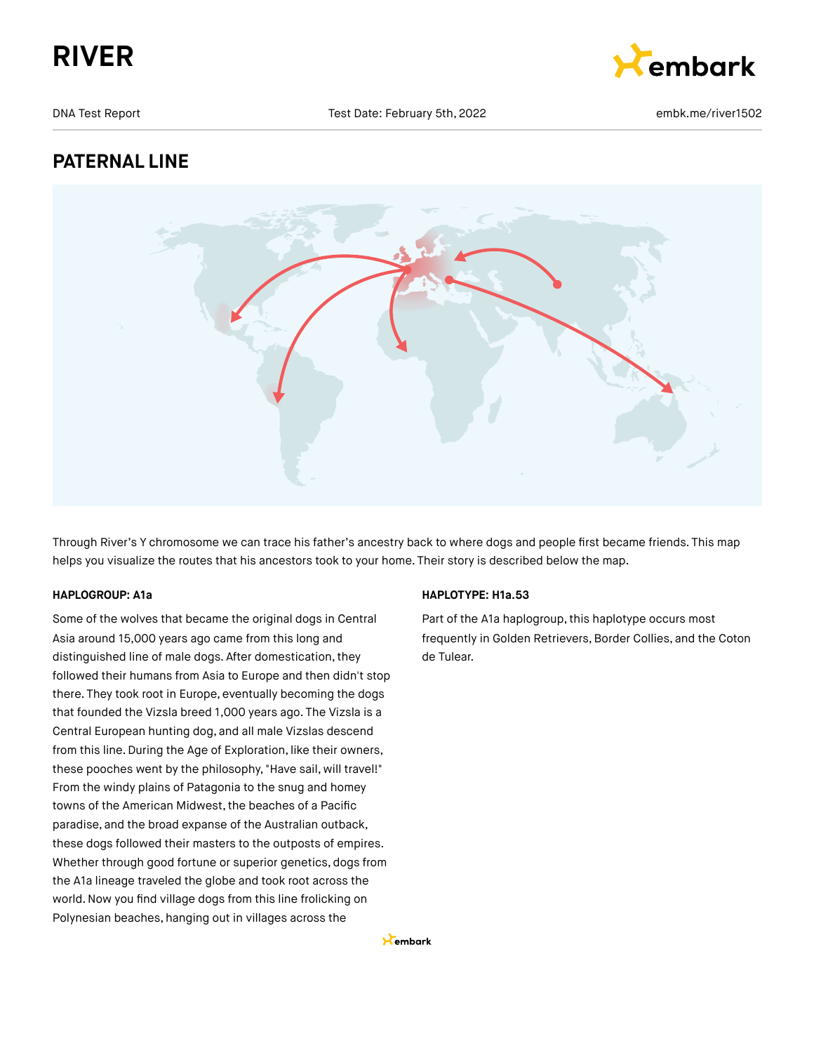# RIVER

DNA Test Report | Test Date: February 5th, 2022 | embk.me/river1502

## PATERNAL LINE

Through River's Y chromosome we can trace his father's ancestry back to where dogs and people first became friends. This map helps you visualize the routes that his ancestors took to your home. Their story is described below the map.

**HAPLOGROUP: A1a**

Some of the wolves that became the original dogs in Central Asia around 15,000 years ago came from this long and distinguished line of male dogs. After domestication, they followed their humans from Asia to Europe and then didn't stop there. They took root in Europe, eventually becoming the dogs that founded the Vizsla breed 1,000 years ago. The Vizsla is a Central European hunting dog, and all male Vizslas descend from this line. During the Age of Exploration, like their owners, these pooches went by the philosophy, "Have sail, will travel!" From the windy plains of Patagonia to the snug and homey towns of the American Midwest, the beaches of a Pacific paradise, and the broad expanse of the Australian outback, these dogs followed their masters to the outposts of empires. Whether through good fortune or superior genetics, dogs from the A1a lineage traveled the globe and took root across the world. Now you find village dogs from this line frolicking on Polynesian beaches, hanging out in villages across the

**HAPLOTYPE: H1a.53**

Part of the A1a haplogroup, this haplotype occurs most frequently in Golden Retrievers, Border Collies, and the Coton de Tulear.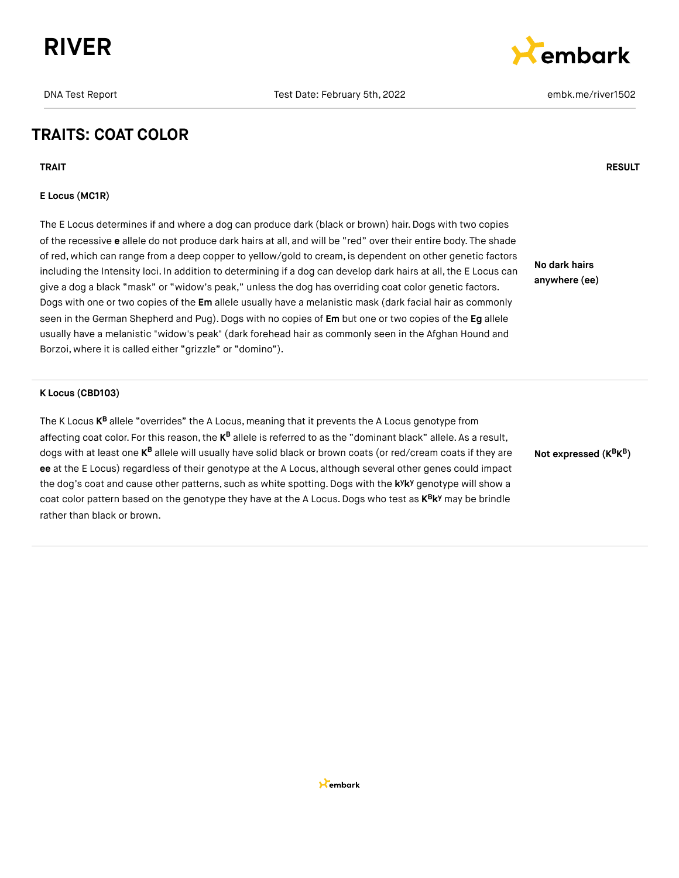## TRAITS: COAT COLOR

| TRAIT | RESULT |
| --- | --- |
| **E Locus (MC1R)**<br><br>The E Locus determines if and where a dog can produce dark (black or brown) hair. Dogs with two copies of the recessive **e** allele do not produce dark hairs at all, and will be "red" over their entire body. The shade of red, which can range from a deep copper to yellow/gold to cream, is dependent on other genetic factors including the Intensity loci. In addition to determining if a dog can develop dark hairs at all, the E Locus can give a dog a black "mask" or "widow's peak," unless the dog has overriding coat color genetic factors. Dogs with one or two copies of the **Em** allele usually have a melanistic mask (dark facial hair as commonly seen in the German Shepherd and Pug). Dogs with no copies of **Em** but one or two copies of the **Eg** allele usually have a melanistic "widow's peak" (dark forehead hair as commonly seen in the Afghan Hound and Borzoi, where it is called either "grizzle" or "domino"). | **No dark hairs anywhere (ee)** |
| **K Locus (CBD103)**<br><br>The K Locus $\mathbf{K^B}$ allele "overrides" the A Locus, meaning that it prevents the A Locus genotype from affecting coat color. For this reason, the $\mathbf{K^B}$ allele is referred to as the "dominant black" allele. As a result, dogs with at least one $\mathbf{K^B}$ allele will usually have solid black or brown coats (or red/cream coats if they are **ee** at the E Locus) regardless of their genotype at the A Locus, although several other genes could impact the dog's coat and cause other patterns, such as white spotting. Dogs with the $\mathbf{k^yk^y}$ genotype will show a coat color pattern based on the genotype they have at the A Locus. Dogs who test as $\mathbf{K^Bk^y}$ may be brindle rather than black or brown. | **Not expressed ($\mathbf{K^BK^B}$)** |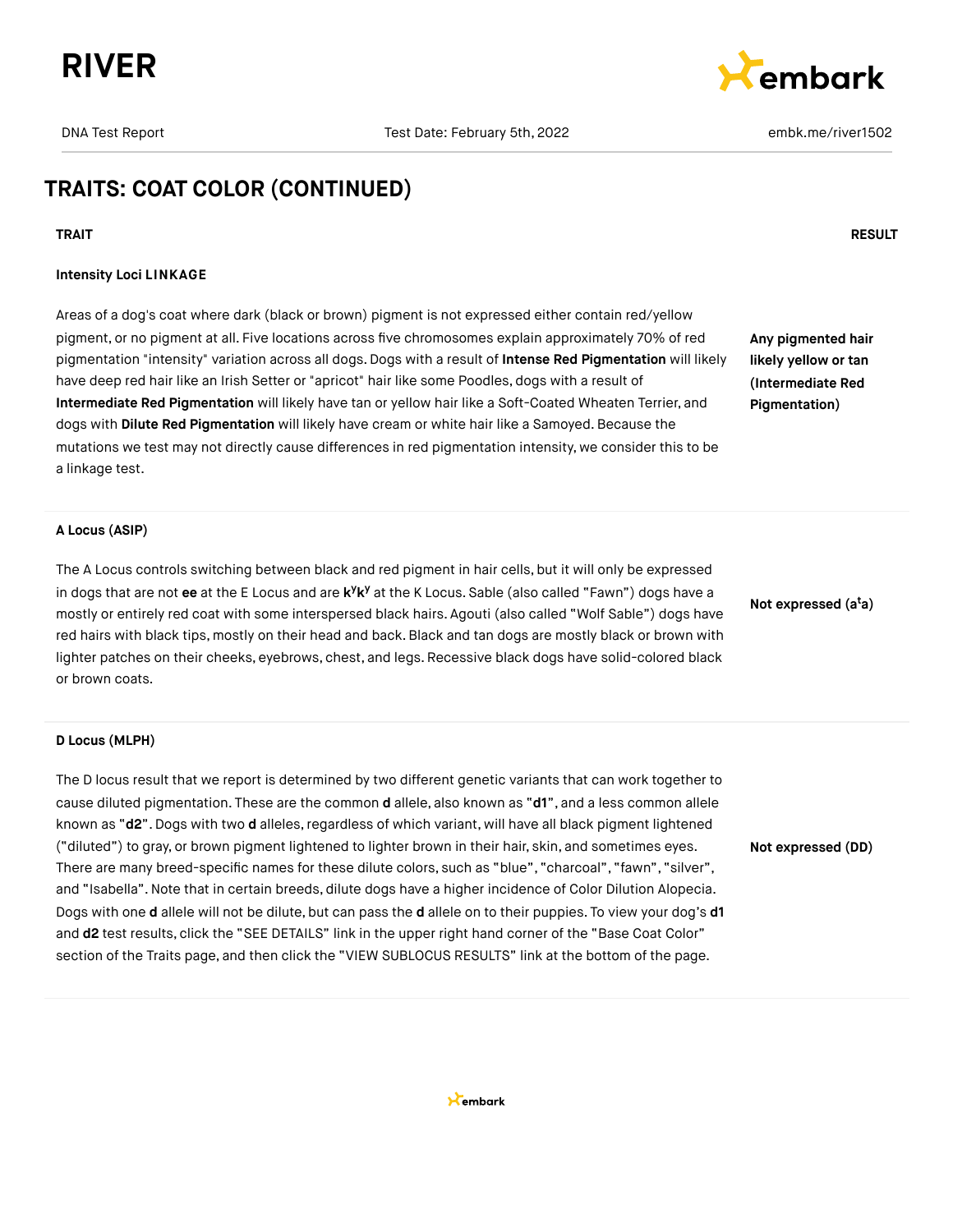## TRAITS: COAT COLOR (CONTINUED)

| TRAIT | RESULT |
| --- | --- |
| **Intensity Loci LINKAGE**<br><br>Areas of a dog's coat where dark (black or brown) pigment is not expressed either contain red/yellow pigment, or no pigment at all. Five locations across five chromosomes explain approximately 70% of red pigmentation "intensity" variation across all dogs. Dogs with a result of **Intense Red Pigmentation** will likely have deep red hair like an Irish Setter or "apricot" hair like some Poodles, dogs with a result of **Intermediate Red Pigmentation** will likely have tan or yellow hair like a Soft-Coated Wheaten Terrier, and dogs with **Dilute Red Pigmentation** will likely have cream or white hair like a Samoyed. Because the mutations we test may not directly cause differences in red pigmentation intensity, we consider this to be a linkage test. | **Any pigmented hair likely yellow or tan (Intermediate Red Pigmentation)** |
| **A Locus (ASIP)**<br><br>The A Locus controls switching between black and red pigment in hair cells, but it will only be expressed in dogs that are not **ee** at the E Locus and are **$k^yk^y$** at the K Locus. Sable (also called "Fawn") dogs have a mostly or entirely red coat with some interspersed black hairs. Agouti (also called "Wolf Sable") dogs have red hairs with black tips, mostly on their head and back. Black and tan dogs are mostly black or brown with lighter patches on their cheeks, eyebrows, chest, and legs. Recessive black dogs have solid-colored black or brown coats. | **Not expressed ($a^ta$)** |
| **D Locus (MLPH)**<br><br>The D locus result that we report is determined by two different genetic variants that can work together to cause diluted pigmentation. These are the common **d** allele, also known as "**d1**", and a less common allele known as "**d2**". Dogs with two **d** alleles, regardless of which variant, will have all black pigment lightened ("diluted") to gray, or brown pigment lightened to lighter brown in their hair, skin, and sometimes eyes. There are many breed-specific names for these dilute colors, such as "blue", "charcoal", "fawn", "silver", and "Isabella". Note that in certain breeds, dilute dogs have a higher incidence of Color Dilution Alopecia. Dogs with one **d** allele will not be dilute, but can pass the **d** allele on to their puppies. To view your dog's **d1** and **d2** test results, click the "SEE DETAILS" link in the upper right hand corner of the "Base Coat Color" section of the Traits page, and then click the "VIEW SUBLOCUS RESULTS" link at the bottom of the page. | **Not expressed (DD)** |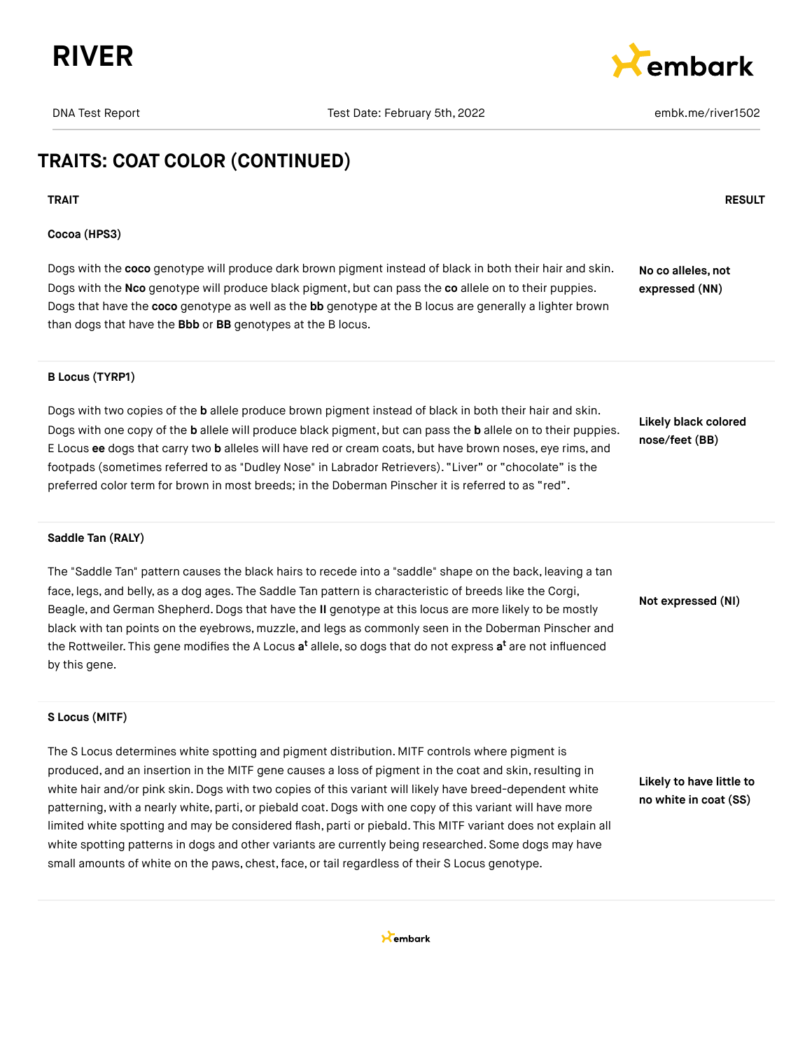## TRAITS: COAT COLOR (CONTINUED)

| TRAIT | RESULT |
| --- | --- |
| **Cocoa (HPS3)**<br><br>Dogs with the **coco** genotype will produce dark brown pigment instead of black in both their hair and skin. Dogs with the **Nco** genotype will produce black pigment, but can pass the **co** allele on to their puppies. Dogs that have the **coco** genotype as well as the **bb** genotype at the B locus are generally a lighter brown than dogs that have the **Bbb** or **BB** genotypes at the B locus. | **No co alleles, not expressed (NN)** |
| **B Locus (TYRP1)**<br><br>Dogs with two copies of the **b** allele produce brown pigment instead of black in both their hair and skin. Dogs with one copy of the **b** allele will produce black pigment, but can pass the **b** allele on to their puppies. E Locus **ee** dogs that carry two **b** alleles will have red or cream coats, but have brown noses, eye rims, and footpads (sometimes referred to as "Dudley Nose" in Labrador Retrievers). "Liver" or "chocolate" is the preferred color term for brown in most breeds; in the Doberman Pinscher it is referred to as "red". | **Likely black colored nose/feet (BB)** |
| **Saddle Tan (RALY)**<br><br>The "Saddle Tan" pattern causes the black hairs to recede into a "saddle" shape on the back, leaving a tan face, legs, and belly, as a dog ages. The Saddle Tan pattern is characteristic of breeds like the Corgi, Beagle, and German Shepherd. Dogs that have the **II** genotype at this locus are more likely to be mostly black with tan points on the eyebrows, muzzle, and legs as commonly seen in the Doberman Pinscher and the Rottweiler. This gene modifies the A Locus **a$^t$** allele, so dogs that do not express **a$^t$** are not influenced by this gene. | **Not expressed (NI)** |
| **S Locus (MITF)**<br><br>The S Locus determines white spotting and pigment distribution. MITF controls where pigment is produced, and an insertion in the MITF gene causes a loss of pigment in the coat and skin, resulting in white hair and/or pink skin. Dogs with two copies of this variant will likely have breed-dependent white patterning, with a nearly white, parti, or piebald coat. Dogs with one copy of this variant will have more limited white spotting and may be considered flash, parti or piebald. This MITF variant does not explain all white spotting patterns in dogs and other variants are currently being researched. Some dogs may have small amounts of white on the paws, chest, face, or tail regardless of their S Locus genotype. | **Likely to have little to no white in coat (SS)** |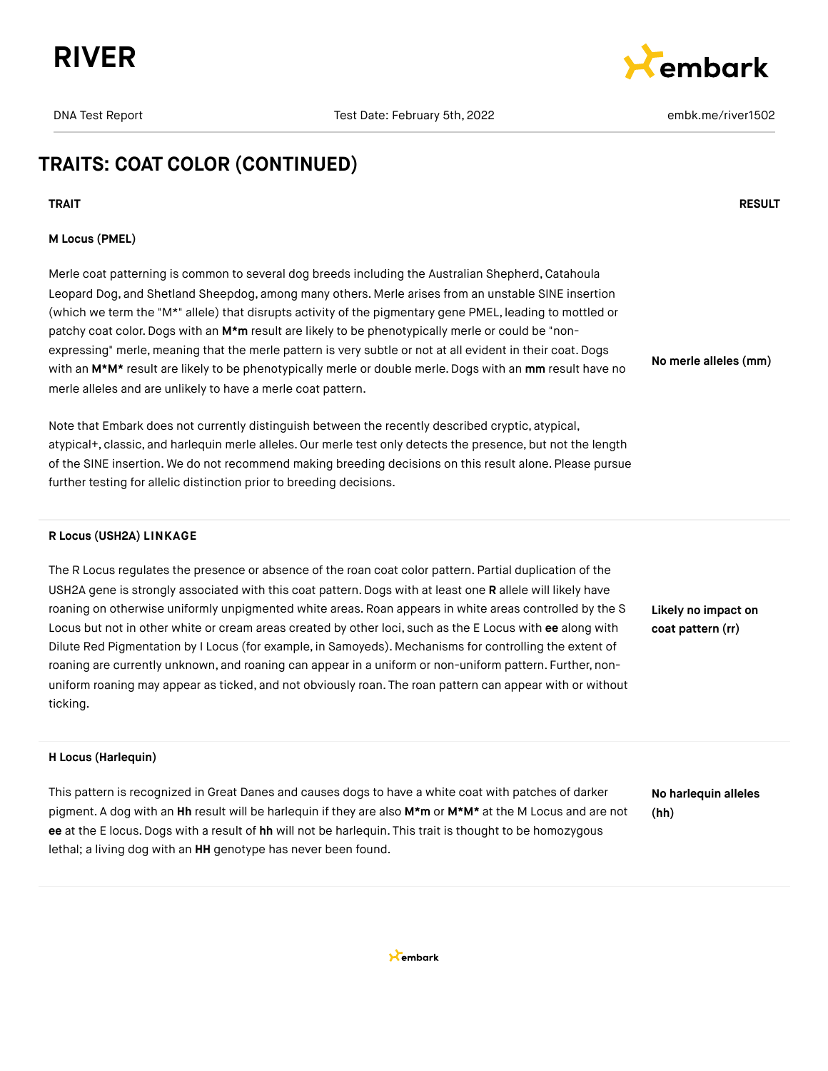# TRAITS: COAT COLOR (CONTINUED)

| TRAIT | RESULT |
|---|---|
| **M Locus (PMEL)**<br><br>Merle coat patterning is common to several dog breeds including the Australian Shepherd, Catahoula Leopard Dog, and Shetland Sheepdog, among many others. Merle arises from an unstable SINE insertion (which we term the "M*" allele) that disrupts activity of the pigmentary gene PMEL, leading to mottled or patchy coat color. Dogs with an **M*m** result are likely to be phenotypically merle or could be "non-expressing" merle, meaning that the merle pattern is very subtle or not at all evident in their coat. Dogs with an **M*M*** result are likely to be phenotypically merle or double merle. Dogs with an **mm** result have no merle alleles and are unlikely to have a merle coat pattern.<br><br>Note that Embark does not currently distinguish between the recently described cryptic, atypical, atypical+, classic, and harlequin merle alleles. Our merle test only detects the presence, but not the length of the SINE insertion. We do not recommend making breeding decisions on this result alone. Please pursue further testing for allelic distinction prior to breeding decisions. | **No merle alleles (mm)** |
| **R Locus (USH2A) LINKAGE**<br><br>The R Locus regulates the presence or absence of the roan coat color pattern. Partial duplication of the USH2A gene is strongly associated with this coat pattern. Dogs with at least one **R** allele will likely have roaning on otherwise uniformly unpigmented white areas. Roan appears in white areas controlled by the S Locus but not in other white or cream areas created by other loci, such as the E Locus with **ee** along with Dilute Red Pigmentation by I Locus (for example, in Samoyeds). Mechanisms for controlling the extent of roaning are currently unknown, and roaning can appear in a uniform or non-uniform pattern. Further, non-uniform roaning may appear as ticked, and not obviously roan. The roan pattern can appear with or without ticking. | **Likely no impact on coat pattern (rr)** |
| **H Locus (Harlequin)**<br><br>This pattern is recognized in Great Danes and causes dogs to have a white coat with patches of darker pigment. A dog with an **Hh** result will be harlequin if they are also **M*m** or **M*M*** at the M Locus and are not **ee** at the E locus. Dogs with a result of **hh** will not be harlequin. This trait is thought to be homozygous lethal; a living dog with an **HH** genotype has never been found. | **No harlequin alleles (hh)** |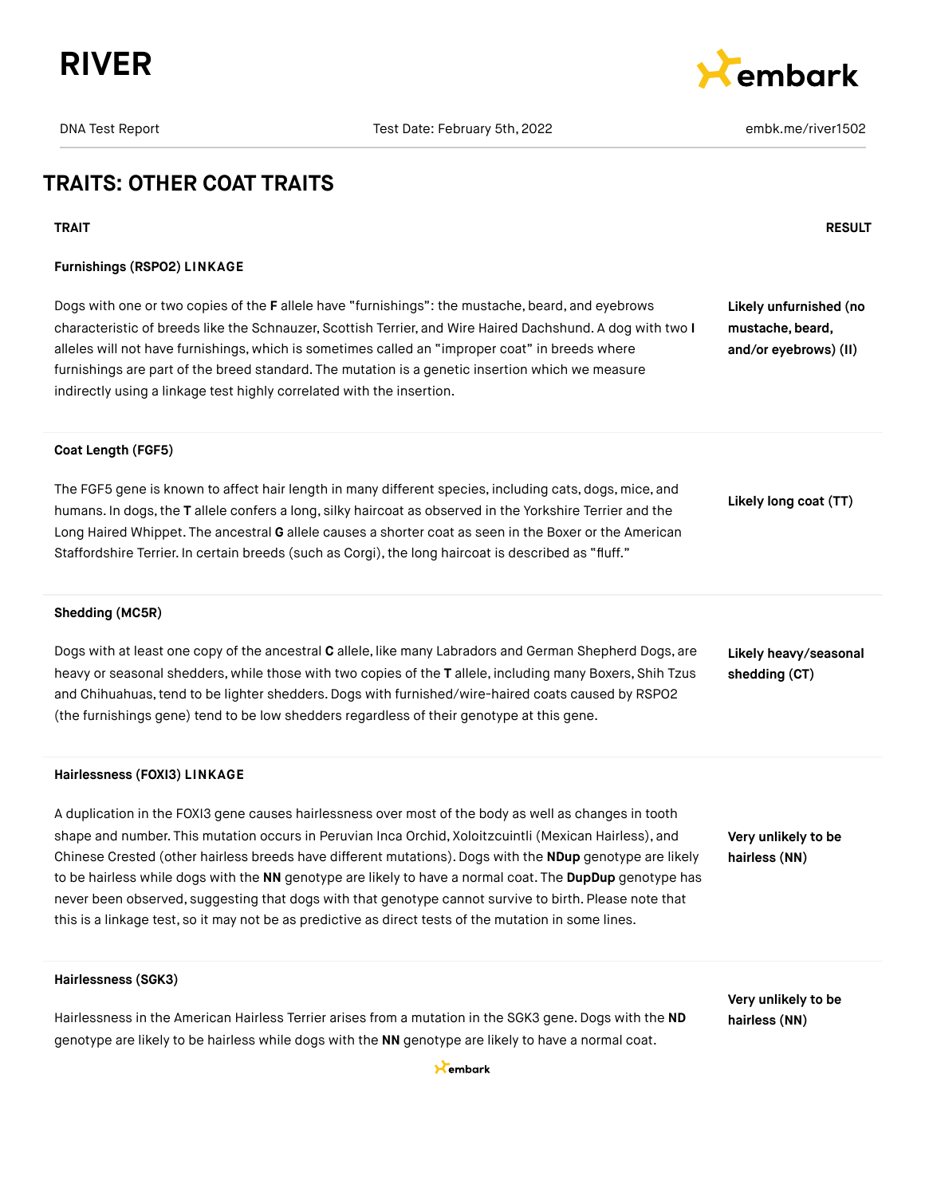# RIVER

DNA Test Report | Test Date: February 5th, 2022 | embk.me/river1502

## TRAITS: OTHER COAT TRAITS

| TRAIT | RESULT |
|---|---|
| **Furnishings (RSPO2) LINKAGE**<br><br>Dogs with one or two copies of the **F** allele have "furnishings": the mustache, beard, and eyebrows characteristic of breeds like the Schnauzer, Scottish Terrier, and Wire Haired Dachshund. A dog with two **I** alleles will not have furnishings, which is sometimes called an "improper coat" in breeds where furnishings are part of the breed standard. The mutation is a genetic insertion which we measure indirectly using a linkage test highly correlated with the insertion. | **Likely unfurnished (no mustache, beard, and/or eyebrows) (II)** |
| **Coat Length (FGF5)**<br><br>The FGF5 gene is known to affect hair length in many different species, including cats, dogs, mice, and humans. In dogs, the **T** allele confers a long, silky haircoat as observed in the Yorkshire Terrier and the Long Haired Whippet. The ancestral **G** allele causes a shorter coat as seen in the Boxer or the American Staffordshire Terrier. In certain breeds (such as Corgi), the long haircoat is described as "fluff." | **Likely long coat (TT)** |
| **Shedding (MC5R)**<br><br>Dogs with at least one copy of the ancestral **C** allele, like many Labradors and German Shepherd Dogs, are heavy or seasonal shedders, while those with two copies of the **T** allele, including many Boxers, Shih Tzus and Chihuahuas, tend to be lighter shedders. Dogs with furnished/wire-haired coats caused by RSPO2 (the furnishings gene) tend to be low shedders regardless of their genotype at this gene. | **Likely heavy/seasonal shedding (CT)** |
| **Hairlessness (FOXI3) LINKAGE**<br><br>A duplication in the FOXI3 gene causes hairlessness over most of the body as well as changes in tooth shape and number. This mutation occurs in Peruvian Inca Orchid, Xoloitzcuintli (Mexican Hairless), and Chinese Crested (other hairless breeds have different mutations). Dogs with the **NDup** genotype are likely to be hairless while dogs with the **NN** genotype are likely to have a normal coat. The **DupDup** genotype has never been observed, suggesting that dogs with that genotype cannot survive to birth. Please note that this is a linkage test, so it may not be as predictive as direct tests of the mutation in some lines. | **Very unlikely to be hairless (NN)** |
| **Hairlessness (SGK3)**<br><br>Hairlessness in the American Hairless Terrier arises from a mutation in the SGK3 gene. Dogs with the **ND** genotype are likely to be hairless while dogs with the **NN** genotype are likely to have a normal coat. | **Very unlikely to be hairless (NN)** |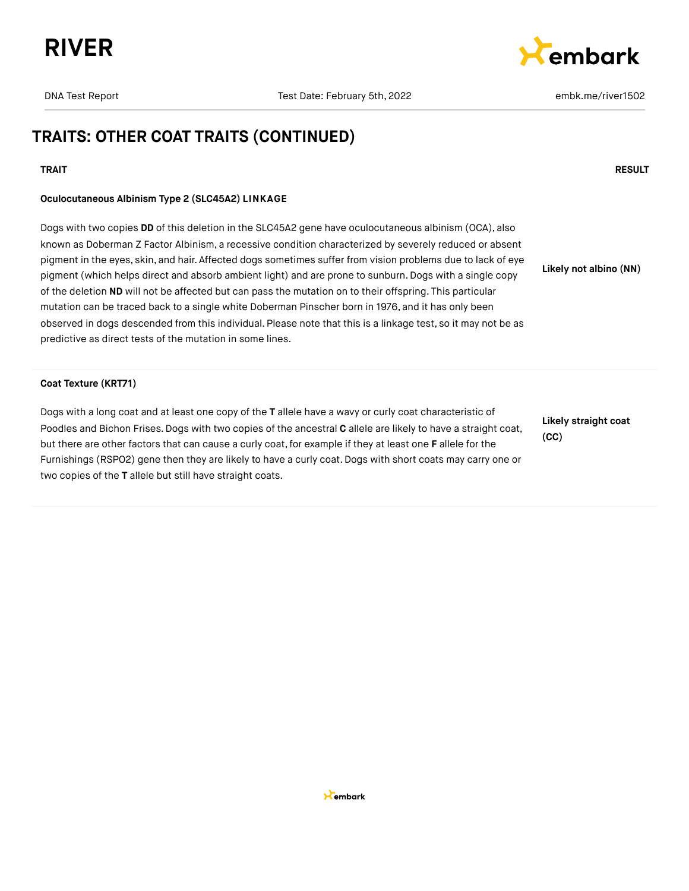## TRAITS: OTHER COAT TRAITS (CONTINUED)

| TRAIT | RESULT |
| --- | --- |
| **Oculocutaneous Albinism Type 2 (SLC45A2) LINKAGE**<br><br>Dogs with two copies **DD** of this deletion in the SLC45A2 gene have oculocutaneous albinism (OCA), also known as Doberman Z Factor Albinism, a recessive condition characterized by severely reduced or absent pigment in the eyes, skin, and hair. Affected dogs sometimes suffer from vision problems due to lack of eye pigment (which helps direct and absorb ambient light) and are prone to sunburn. Dogs with a single copy of the deletion **ND** will not be affected but can pass the mutation on to their offspring. This particular mutation can be traced back to a single white Doberman Pinscher born in 1976, and it has only been observed in dogs descended from this individual. Please note that this is a linkage test, so it may not be as predictive as direct tests of the mutation in some lines. | **Likely not albino (NN)** |
| **Coat Texture (KRT71)**<br><br>Dogs with a long coat and at least one copy of the **T** allele have a wavy or curly coat characteristic of Poodles and Bichon Frises. Dogs with two copies of the ancestral **C** allele are likely to have a straight coat, but there are other factors that can cause a curly coat, for example if they at least one **F** allele for the Furnishings (RSPO2) gene then they are likely to have a curly coat. Dogs with short coats may carry one or two copies of the **T** allele but still have straight coats. | **Likely straight coat (CC)** |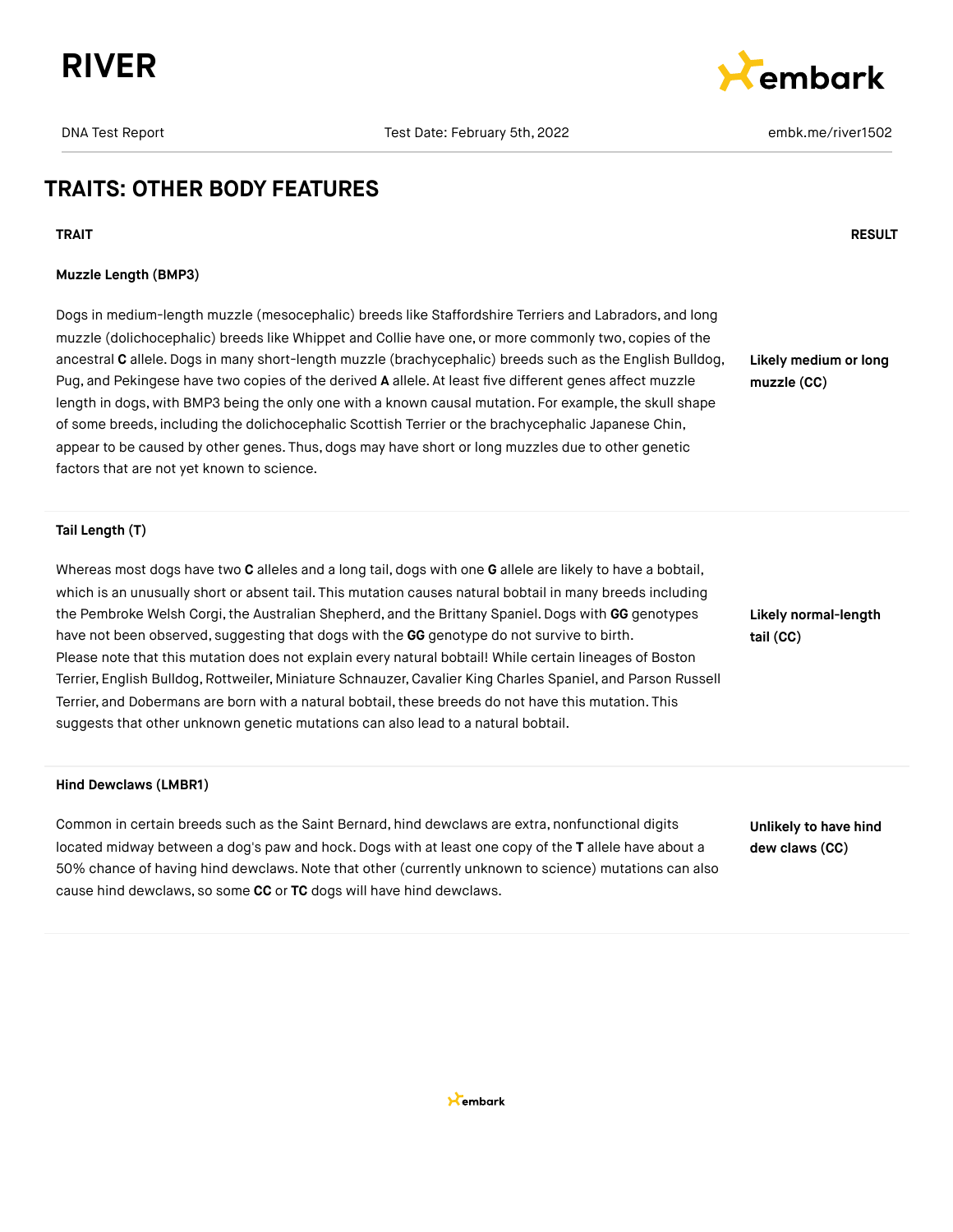# TRAITS: OTHER BODY FEATURES

| TRAIT | RESULT |
| --- | --- |
| **Muzzle Length (BMP3)**<br><br>Dogs in medium-length muzzle (mesocephalic) breeds like Staffordshire Terriers and Labradors, and long muzzle (dolichocephalic) breeds like Whippet and Collie have one, or more commonly two, copies of the ancestral **C** allele. Dogs in many short-length muzzle (brachycephalic) breeds such as the English Bulldog, Pug, and Pekingese have two copies of the derived **A** allele. At least five different genes affect muzzle length in dogs, with BMP3 being the only one with a known causal mutation. For example, the skull shape of some breeds, including the dolichocephalic Scottish Terrier or the brachycephalic Japanese Chin, appear to be caused by other genes. Thus, dogs may have short or long muzzles due to other genetic factors that are not yet known to science. | **Likely medium or long muzzle (CC)** |
| **Tail Length (T)**<br><br>Whereas most dogs have two **C** alleles and a long tail, dogs with one **G** allele are likely to have a bobtail, which is an unusually short or absent tail. This mutation causes natural bobtail in many breeds including the Pembroke Welsh Corgi, the Australian Shepherd, and the Brittany Spaniel. Dogs with **GG** genotypes have not been observed, suggesting that dogs with the **GG** genotype do not survive to birth. Please note that this mutation does not explain every natural bobtail! While certain lineages of Boston Terrier, English Bulldog, Rottweiler, Miniature Schnauzer, Cavalier King Charles Spaniel, and Parson Russell Terrier, and Dobermans are born with a natural bobtail, these breeds do not have this mutation. This suggests that other unknown genetic mutations can also lead to a natural bobtail. | **Likely normal-length tail (CC)** |
| **Hind Dewclaws (LMBR1)**<br><br>Common in certain breeds such as the Saint Bernard, hind dewclaws are extra, nonfunctional digits located midway between a dog's paw and hock. Dogs with at least one copy of the **T** allele have about a 50% chance of having hind dewclaws. Note that other (currently unknown to science) mutations can also cause hind dewclaws, so some **CC** or **TC** dogs will have hind dewclaws. | **Unlikely to have hind dew claws (CC)** |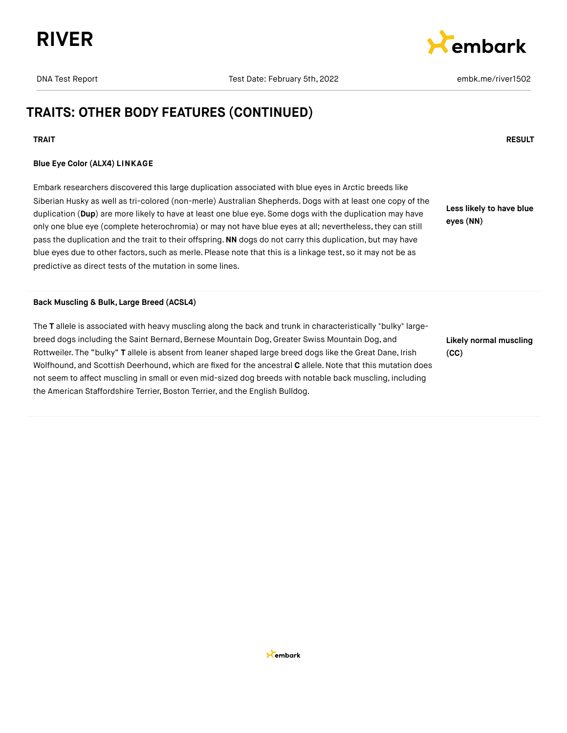# RIVER

DNA Test Report | Test Date: February 5th, 2022 | embk.me/river1502

## TRAITS: OTHER BODY FEATURES (CONTINUED)

| TRAIT | RESULT |
| --- | --- |
| **Blue Eye Color (ALX4) LINKAGE**<br><br>Embark researchers discovered this large duplication associated with blue eyes in Arctic breeds like Siberian Husky as well as tri-colored (non-merle) Australian Shepherds. Dogs with at least one copy of the duplication (**Dup**) are more likely to have at least one blue eye. Some dogs with the duplication may have only one blue eye (complete heterochromia) or may not have blue eyes at all; nevertheless, they can still pass the duplication and the trait to their offspring. **NN** dogs do not carry this duplication, but may have blue eyes due to other factors, such as merle. Please note that this is a linkage test, so it may not be as predictive as direct tests of the mutation in some lines. | **Less likely to have blue eyes (NN)** |
| **Back Muscling & Bulk, Large Breed (ACSL4)**<br><br>The **T** allele is associated with heavy muscling along the back and trunk in characteristically "bulky" large-breed dogs including the Saint Bernard, Bernese Mountain Dog, Greater Swiss Mountain Dog, and Rottweiler. The "bulky" **T** allele is absent from leaner shaped large breed dogs like the Great Dane, Irish Wolfhound, and Scottish Deerhound, which are fixed for the ancestral **C** allele. Note that this mutation does not seem to affect muscling in small or even mid-sized dog breeds with notable back muscling, including the American Staffordshire Terrier, Boston Terrier, and the English Bulldog. | **Likely normal muscling (CC)** |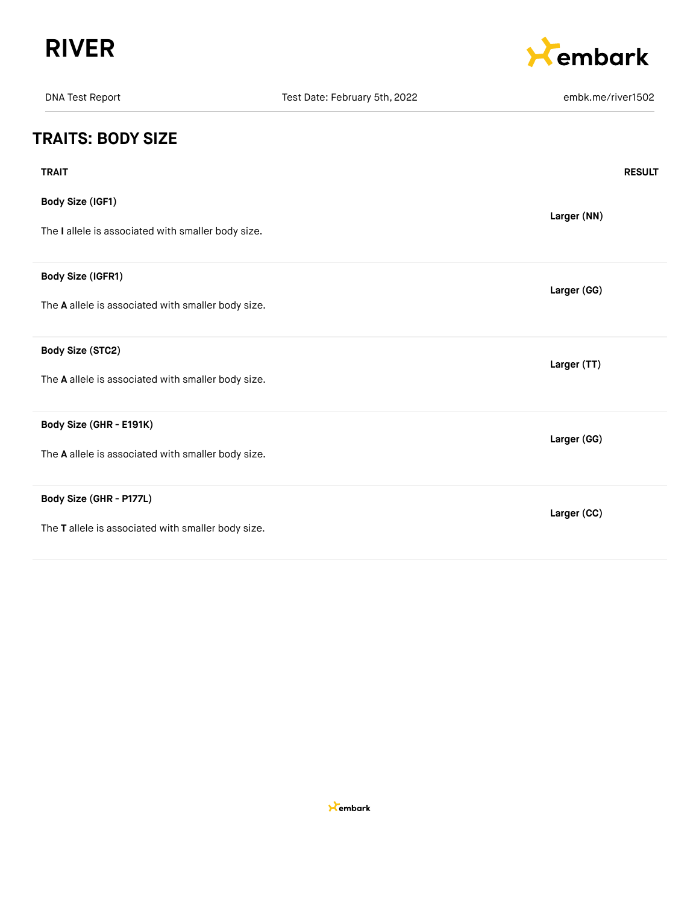# RIVER

DNA Test Report | Test Date: February 5th, 2022 | embk.me/river1502

## TRAITS: BODY SIZE

| TRAIT | RESULT |
| --- | --- |
| **Body Size (IGF1)**<br><br>The **I** allele is associated with smaller body size. | **Larger (NN)** |
| **Body Size (IGFR1)**<br><br>The **A** allele is associated with smaller body size. | **Larger (GG)** |
| **Body Size (STC2)**<br><br>The **A** allele is associated with smaller body size. | **Larger (TT)** |
| **Body Size (GHR - E191K)**<br><br>The **A** allele is associated with smaller body size. | **Larger (GG)** |
| **Body Size (GHR - P177L)**<br><br>The **T** allele is associated with smaller body size. | **Larger (CC)** |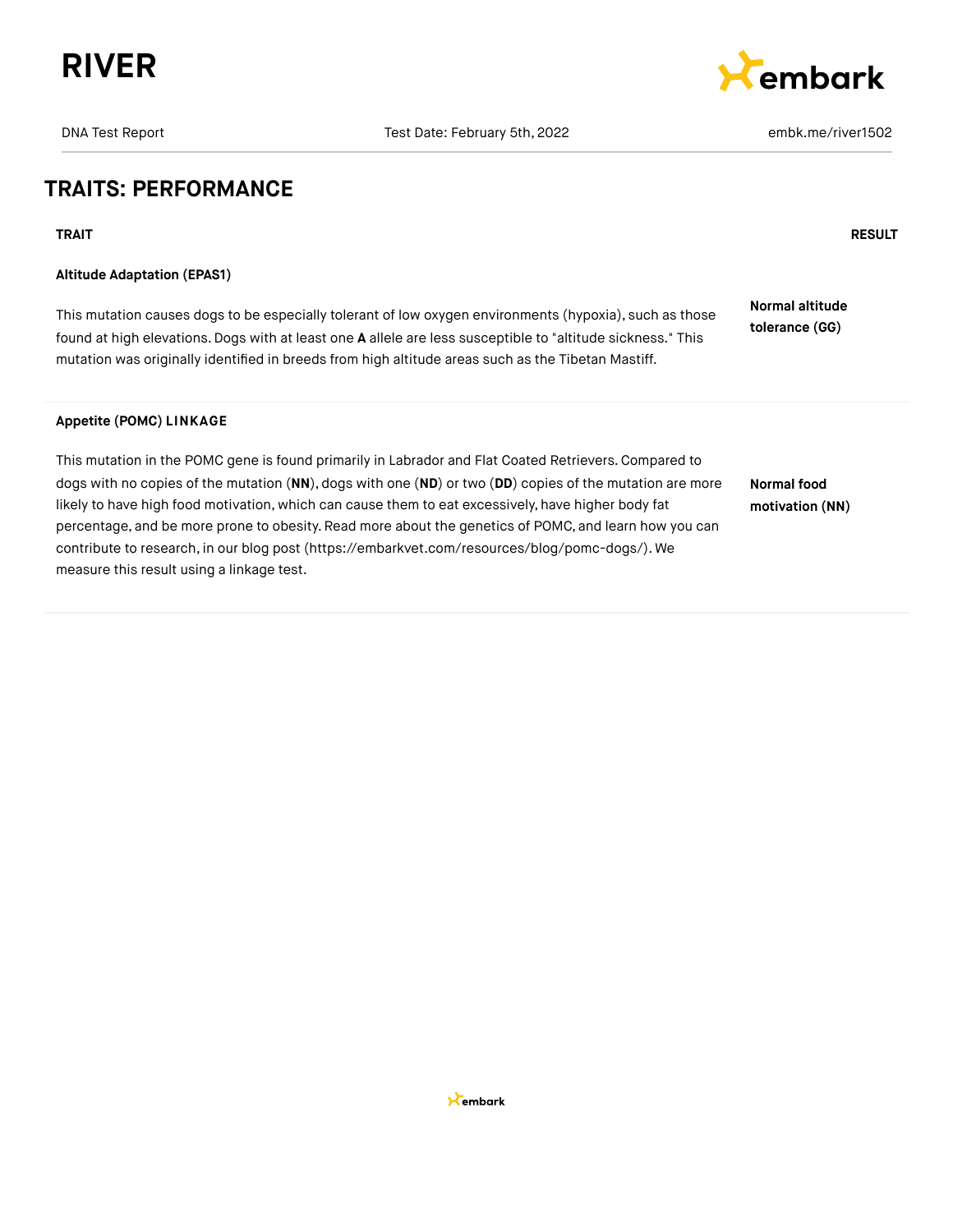## TRAITS: PERFORMANCE

| TRAIT | RESULT |
|---|---|
| **Altitude Adaptation (EPAS1)**<br><br>This mutation causes dogs to be especially tolerant of low oxygen environments (hypoxia), such as those found at high elevations. Dogs with at least one **A** allele are less susceptible to "altitude sickness." This mutation was originally identified in breeds from high altitude areas such as the Tibetan Mastiff. | **Normal altitude tolerance (GG)** |
| **Appetite (POMC) LINKAGE**<br><br>This mutation in the POMC gene is found primarily in Labrador and Flat Coated Retrievers. Compared to dogs with no copies of the mutation (**NN**), dogs with one (**ND**) or two (**DD**) copies of the mutation are more likely to have high food motivation, which can cause them to eat excessively, have higher body fat percentage, and be more prone to obesity. Read more about the genetics of POMC, and learn how you can contribute to research, in our blog post (https://embarkvet.com/resources/blog/pomc-dogs/). We measure this result using a linkage test. | **Normal food motivation (NN)** |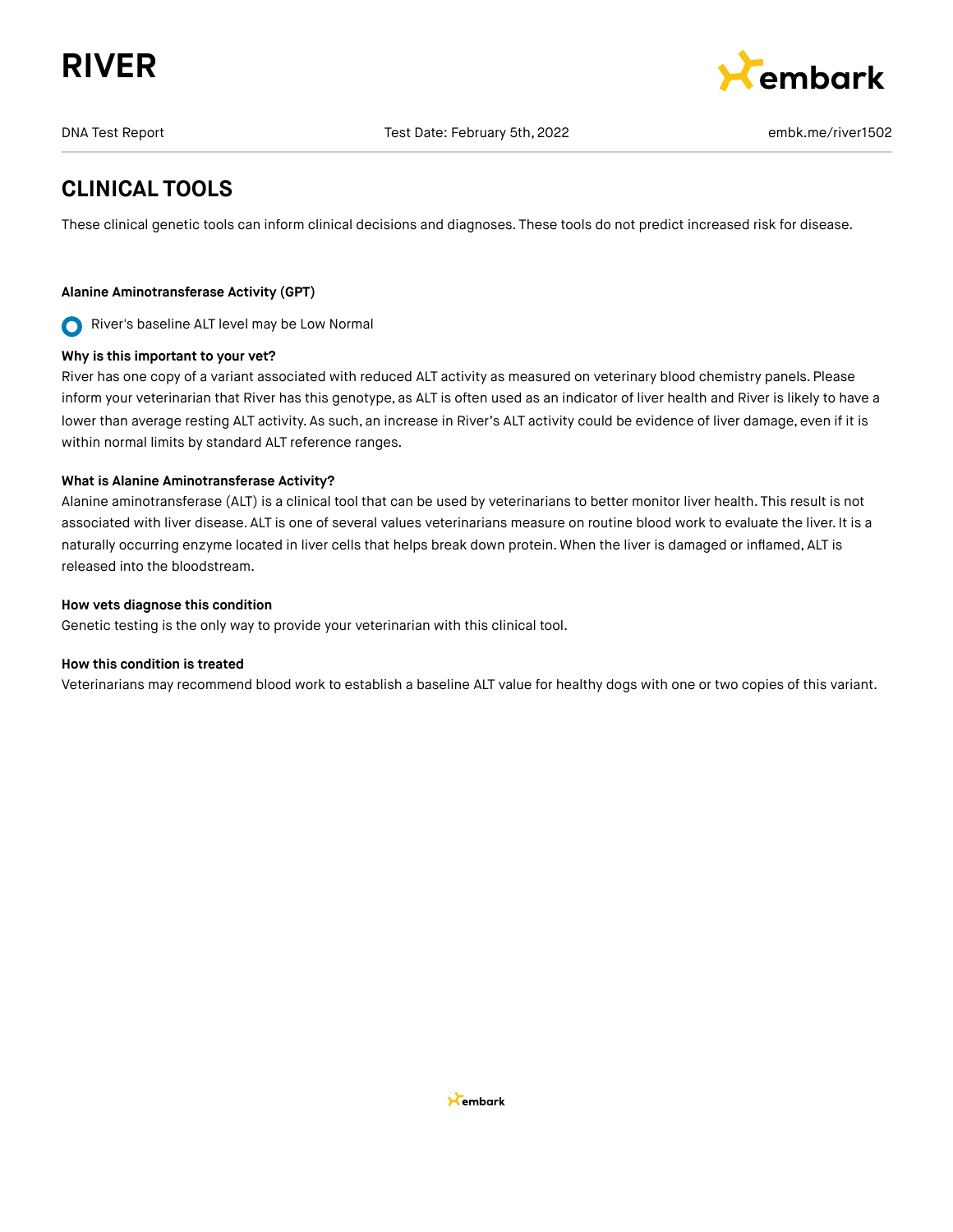# RIVER

DNA Test Report | Test Date: February 5th, 2022 | embk.me/river1502

## CLINICAL TOOLS

These clinical genetic tools can inform clinical decisions and diagnoses. These tools do not predict increased risk for disease.

**Alanine Aminotransferase Activity (GPT)**

River's baseline ALT level may be Low Normal

**Why is this important to your vet?**

River has one copy of a variant associated with reduced ALT activity as measured on veterinary blood chemistry panels. Please inform your veterinarian that River has this genotype, as ALT is often used as an indicator of liver health and River is likely to have a lower than average resting ALT activity. As such, an increase in River's ALT activity could be evidence of liver damage, even if it is within normal limits by standard ALT reference ranges.

**What is Alanine Aminotransferase Activity?**

Alanine aminotransferase (ALT) is a clinical tool that can be used by veterinarians to better monitor liver health. This result is not associated with liver disease. ALT is one of several values veterinarians measure on routine blood work to evaluate the liver. It is a naturally occurring enzyme located in liver cells that helps break down protein. When the liver is damaged or inflamed, ALT is released into the bloodstream.

**How vets diagnose this condition**

Genetic testing is the only way to provide your veterinarian with this clinical tool.

**How this condition is treated**

Veterinarians may recommend blood work to establish a baseline ALT value for healthy dogs with one or two copies of this variant.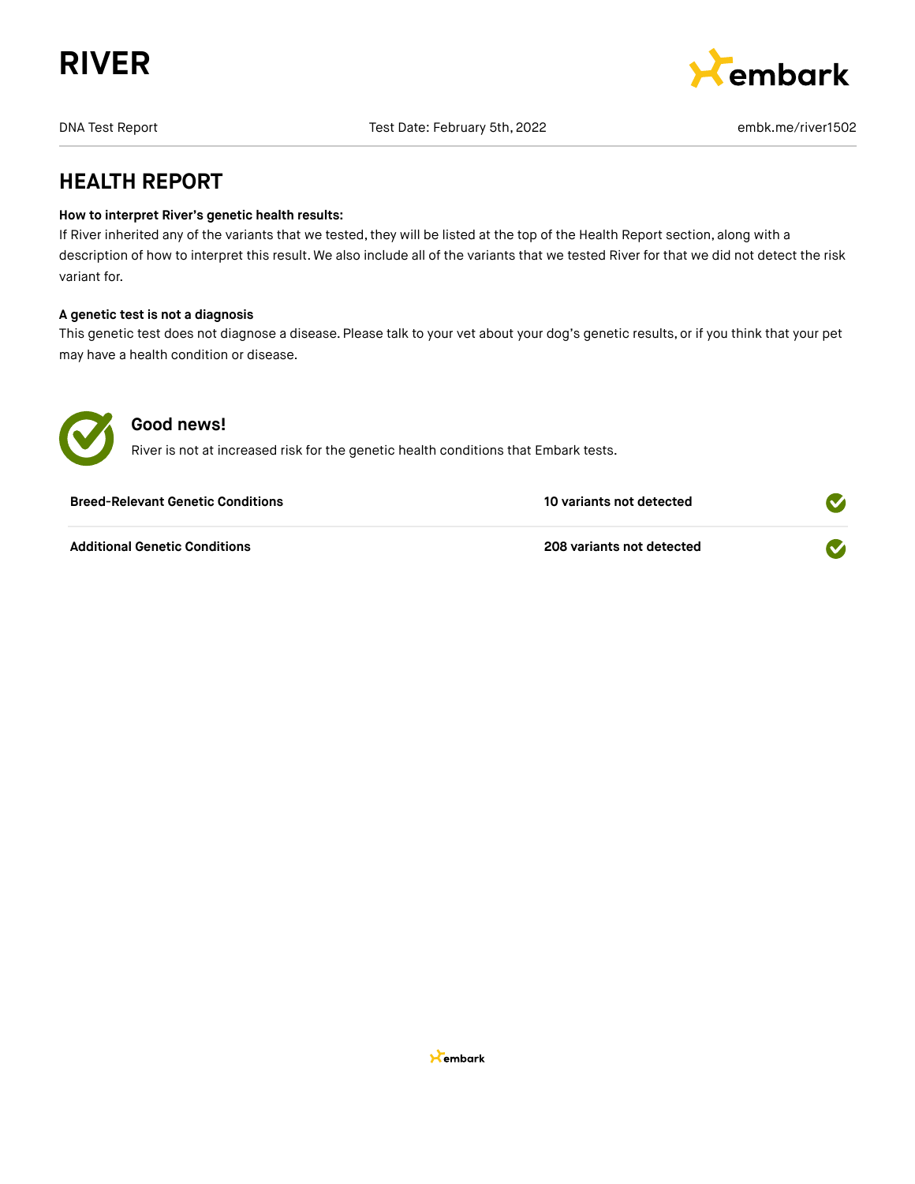# RIVER

DNA Test Report | Test Date: February 5th, 2022 | embk.me/river1502

## HEALTH REPORT

**How to interpret River's genetic health results:**

If River inherited any of the variants that we tested, they will be listed at the top of the Health Report section, along with a description of how to interpret this result. We also include all of the variants that we tested River for that we did not detect the risk variant for.

**A genetic test is not a diagnosis**

This genetic test does not diagnose a disease. Please talk to your vet about your dog's genetic results, or if you think that your pet may have a health condition or disease.

### Good news!

River is not at increased risk for the genetic health conditions that Embark tests.

| | | |
|---|---|---|
| **Breed-Relevant Genetic Conditions** | **10 variants not detected** | ✓ |
| **Additional Genetic Conditions** | **208 variants not detected** | ✓ |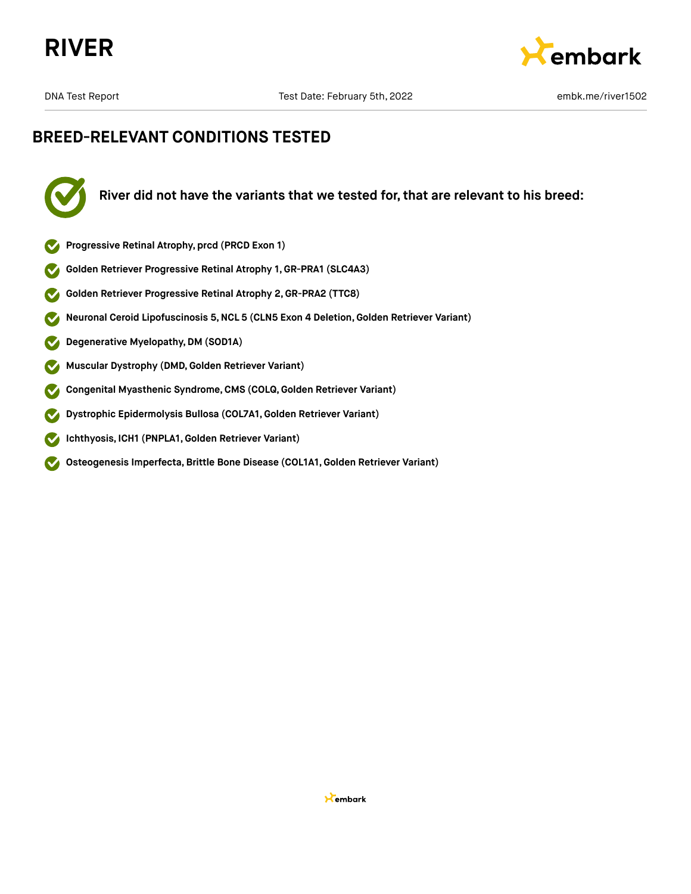# RIVER

DNA Test Report | Test Date: February 5th, 2022 | embk.me/river1502

## BREED-RELEVANT CONDITIONS TESTED

**River did not have the variants that we tested for, that are relevant to his breed:**

- **Progressive Retinal Atrophy, prcd (PRCD Exon 1)**
- **Golden Retriever Progressive Retinal Atrophy 1, GR-PRA1 (SLC4A3)**
- **Golden Retriever Progressive Retinal Atrophy 2, GR-PRA2 (TTC8)**
- **Neuronal Ceroid Lipofuscinosis 5, NCL 5 (CLN5 Exon 4 Deletion, Golden Retriever Variant)**
- **Degenerative Myelopathy, DM (SOD1A)**
- **Muscular Dystrophy (DMD, Golden Retriever Variant)**
- **Congenital Myasthenic Syndrome, CMS (COLQ, Golden Retriever Variant)**
- **Dystrophic Epidermolysis Bullosa (COL7A1, Golden Retriever Variant)**
- **Ichthyosis, ICH1 (PNPLA1, Golden Retriever Variant)**
- **Osteogenesis Imperfecta, Brittle Bone Disease (COL1A1, Golden Retriever Variant)**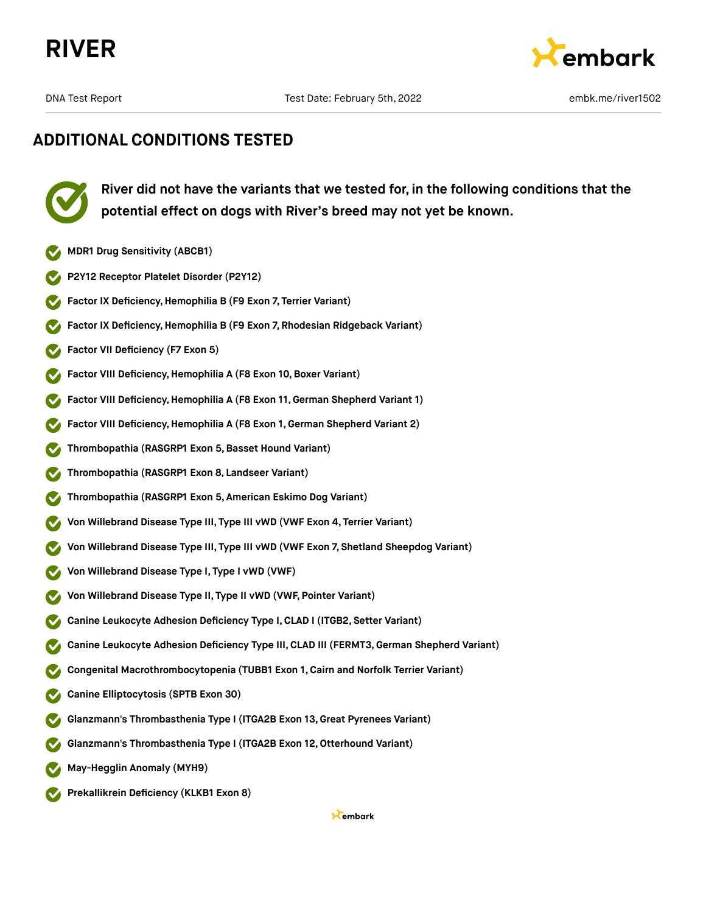# RIVER

DNA Test Report | Test Date: February 5th, 2022 | embk.me/river1502

## ADDITIONAL CONDITIONS TESTED

**River did not have the variants that we tested for, in the following conditions that the potential effect on dogs with River's breed may not yet be known.**

- MDR1 Drug Sensitivity (ABCB1)
- P2Y12 Receptor Platelet Disorder (P2Y12)
- Factor IX Deficiency, Hemophilia B (F9 Exon 7, Terrier Variant)
- Factor IX Deficiency, Hemophilia B (F9 Exon 7, Rhodesian Ridgeback Variant)
- Factor VII Deficiency (F7 Exon 5)
- Factor VIII Deficiency, Hemophilia A (F8 Exon 10, Boxer Variant)
- Factor VIII Deficiency, Hemophilia A (F8 Exon 11, German Shepherd Variant 1)
- Factor VIII Deficiency, Hemophilia A (F8 Exon 1, German Shepherd Variant 2)
- Thrombopathia (RASGRP1 Exon 5, Basset Hound Variant)
- Thrombopathia (RASGRP1 Exon 8, Landseer Variant)
- Thrombopathia (RASGRP1 Exon 5, American Eskimo Dog Variant)
- Von Willebrand Disease Type III, Type III vWD (VWF Exon 4, Terrier Variant)
- Von Willebrand Disease Type III, Type III vWD (VWF Exon 7, Shetland Sheepdog Variant)
- Von Willebrand Disease Type I, Type I vWD (VWF)
- Von Willebrand Disease Type II, Type II vWD (VWF, Pointer Variant)
- Canine Leukocyte Adhesion Deficiency Type I, CLAD I (ITGB2, Setter Variant)
- Canine Leukocyte Adhesion Deficiency Type III, CLAD III (FERMT3, German Shepherd Variant)
- Congenital Macrothrombocytopenia (TUBB1 Exon 1, Cairn and Norfolk Terrier Variant)
- Canine Elliptocytosis (SPTB Exon 30)
- Glanzmann's Thrombasthenia Type I (ITGA2B Exon 13, Great Pyrenees Variant)
- Glanzmann's Thrombasthenia Type I (ITGA2B Exon 12, Otterhound Variant)
- May-Hegglin Anomaly (MYH9)
- Prekallikrein Deficiency (KLKB1 Exon 8)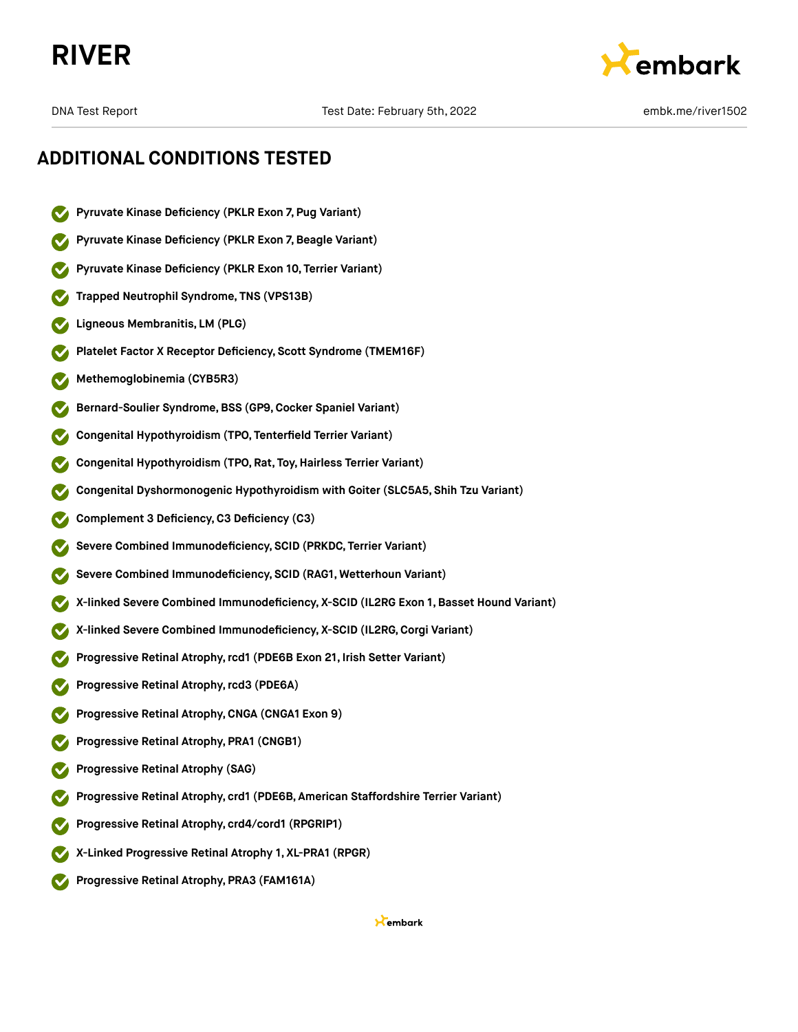# RIVER

DNA Test Report | Test Date: February 5th, 2022 | embk.me/river1502

## ADDITIONAL CONDITIONS TESTED

- Pyruvate Kinase Deficiency (PKLR Exon 7, Pug Variant)
- Pyruvate Kinase Deficiency (PKLR Exon 7, Beagle Variant)
- Pyruvate Kinase Deficiency (PKLR Exon 10, Terrier Variant)
- Trapped Neutrophil Syndrome, TNS (VPS13B)
- Ligneous Membranitis, LM (PLG)
- Platelet Factor X Receptor Deficiency, Scott Syndrome (TMEM16F)
- Methemoglobinemia (CYB5R3)
- Bernard-Soulier Syndrome, BSS (GP9, Cocker Spaniel Variant)
- Congenital Hypothyroidism (TPO, Tenterfield Terrier Variant)
- Congenital Hypothyroidism (TPO, Rat, Toy, Hairless Terrier Variant)
- Congenital Dyshormonogenic Hypothyroidism with Goiter (SLC5A5, Shih Tzu Variant)
- Complement 3 Deficiency, C3 Deficiency (C3)
- Severe Combined Immunodeficiency, SCID (PRKDC, Terrier Variant)
- Severe Combined Immunodeficiency, SCID (RAG1, Wetterhoun Variant)
- X-linked Severe Combined Immunodeficiency, X-SCID (IL2RG Exon 1, Basset Hound Variant)
- X-linked Severe Combined Immunodeficiency, X-SCID (IL2RG, Corgi Variant)
- Progressive Retinal Atrophy, rcd1 (PDE6B Exon 21, Irish Setter Variant)
- Progressive Retinal Atrophy, rcd3 (PDE6A)
- Progressive Retinal Atrophy, CNGA (CNGA1 Exon 9)
- Progressive Retinal Atrophy, PRA1 (CNGB1)
- Progressive Retinal Atrophy (SAG)
- Progressive Retinal Atrophy, crd1 (PDE6B, American Staffordshire Terrier Variant)
- Progressive Retinal Atrophy, crd4/cord1 (RPGRIP1)
- X-Linked Progressive Retinal Atrophy 1, XL-PRA1 (RPGR)
- Progressive Retinal Atrophy, PRA3 (FAM161A)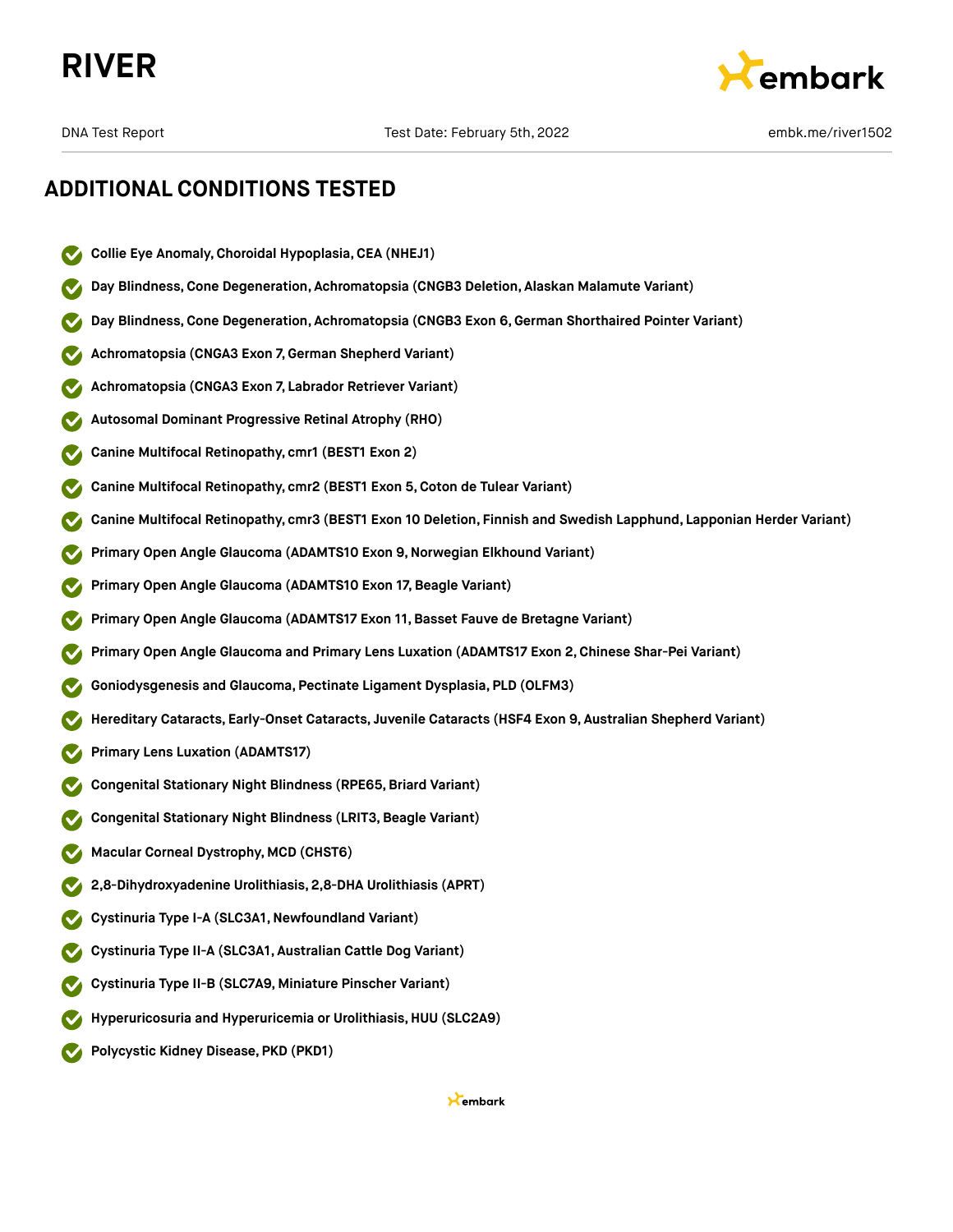## ADDITIONAL CONDITIONS TESTED

- **Collie Eye Anomaly, Choroidal Hypoplasia, CEA (NHEJ1)**
- **Day Blindness, Cone Degeneration, Achromatopsia (CNGB3 Deletion, Alaskan Malamute Variant)**
- **Day Blindness, Cone Degeneration, Achromatopsia (CNGB3 Exon 6, German Shorthaired Pointer Variant)**
- **Achromatopsia (CNGA3 Exon 7, German Shepherd Variant)**
- **Achromatopsia (CNGA3 Exon 7, Labrador Retriever Variant)**
- **Autosomal Dominant Progressive Retinal Atrophy (RHO)**
- **Canine Multifocal Retinopathy, cmr1 (BEST1 Exon 2)**
- **Canine Multifocal Retinopathy, cmr2 (BEST1 Exon 5, Coton de Tulear Variant)**
- **Canine Multifocal Retinopathy, cmr3 (BEST1 Exon 10 Deletion, Finnish and Swedish Lapphund, Lapponian Herder Variant)**
- **Primary Open Angle Glaucoma (ADAMTS10 Exon 9, Norwegian Elkhound Variant)**
- **Primary Open Angle Glaucoma (ADAMTS10 Exon 17, Beagle Variant)**
- **Primary Open Angle Glaucoma (ADAMTS17 Exon 11, Basset Fauve de Bretagne Variant)**
- **Primary Open Angle Glaucoma and Primary Lens Luxation (ADAMTS17 Exon 2, Chinese Shar-Pei Variant)**
- **Goniodysgenesis and Glaucoma, Pectinate Ligament Dysplasia, PLD (OLFM3)**
- **Hereditary Cataracts, Early-Onset Cataracts, Juvenile Cataracts (HSF4 Exon 9, Australian Shepherd Variant)**
- **Primary Lens Luxation (ADAMTS17)**
- **Congenital Stationary Night Blindness (RPE65, Briard Variant)**
- **Congenital Stationary Night Blindness (LRIT3, Beagle Variant)**
- **Macular Corneal Dystrophy, MCD (CHST6)**
- **2,8-Dihydroxyadenine Urolithiasis, 2,8-DHA Urolithiasis (APRT)**
- **Cystinuria Type I-A (SLC3A1, Newfoundland Variant)**
- **Cystinuria Type II-A (SLC3A1, Australian Cattle Dog Variant)**
- **Cystinuria Type II-B (SLC7A9, Miniature Pinscher Variant)**
- **Hyperuricosuria and Hyperuricemia or Urolithiasis, HUU (SLC2A9)**
- **Polycystic Kidney Disease, PKD (PKD1)**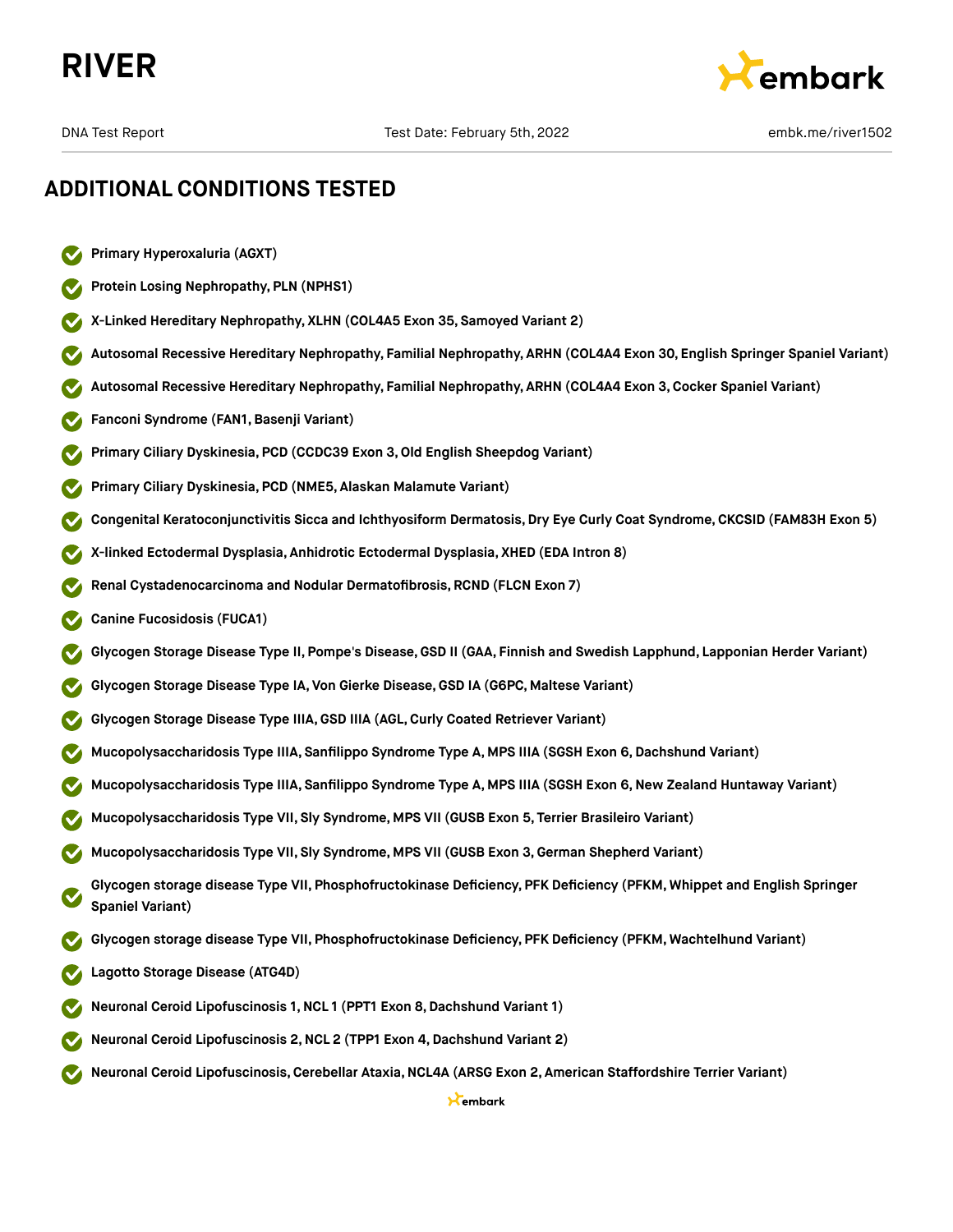## ADDITIONAL CONDITIONS TESTED

- **Primary Hyperoxaluria (AGXT)**
- **Protein Losing Nephropathy, PLN (NPHS1)**
- **X-Linked Hereditary Nephropathy, XLHN (COL4A5 Exon 35, Samoyed Variant 2)**
- **Autosomal Recessive Hereditary Nephropathy, Familial Nephropathy, ARHN (COL4A4 Exon 30, English Springer Spaniel Variant)**
- **Autosomal Recessive Hereditary Nephropathy, Familial Nephropathy, ARHN (COL4A4 Exon 3, Cocker Spaniel Variant)**
- **Fanconi Syndrome (FAN1, Basenji Variant)**
- **Primary Ciliary Dyskinesia, PCD (CCDC39 Exon 3, Old English Sheepdog Variant)**
- **Primary Ciliary Dyskinesia, PCD (NME5, Alaskan Malamute Variant)**
- **Congenital Keratoconjunctivitis Sicca and Ichthyosiform Dermatosis, Dry Eye Curly Coat Syndrome, CKCSID (FAM83H Exon 5)**
- **X-linked Ectodermal Dysplasia, Anhidrotic Ectodermal Dysplasia, XHED (EDA Intron 8)**
- **Renal Cystadenocarcinoma and Nodular Dermatofibrosis, RCND (FLCN Exon 7)**
- **Canine Fucosidosis (FUCA1)**
- **Glycogen Storage Disease Type II, Pompe's Disease, GSD II (GAA, Finnish and Swedish Lapphund, Lapponian Herder Variant)**
- **Glycogen Storage Disease Type IA, Von Gierke Disease, GSD IA (G6PC, Maltese Variant)**
- **Glycogen Storage Disease Type IIIA, GSD IIIA (AGL, Curly Coated Retriever Variant)**
- **Mucopolysaccharidosis Type IIIA, Sanfilippo Syndrome Type A, MPS IIIA (SGSH Exon 6, Dachshund Variant)**
- **Mucopolysaccharidosis Type IIIA, Sanfilippo Syndrome Type A, MPS IIIA (SGSH Exon 6, New Zealand Huntaway Variant)**
- **Mucopolysaccharidosis Type VII, Sly Syndrome, MPS VII (GUSB Exon 5, Terrier Brasileiro Variant)**
- **Mucopolysaccharidosis Type VII, Sly Syndrome, MPS VII (GUSB Exon 3, German Shepherd Variant)**
- **Glycogen storage disease Type VII, Phosphofructokinase Deficiency, PFK Deficiency (PFKM, Whippet and English Springer Spaniel Variant)**
- **Glycogen storage disease Type VII, Phosphofructokinase Deficiency, PFK Deficiency (PFKM, Wachtelhund Variant)**
- **Lagotto Storage Disease (ATG4D)**
- **Neuronal Ceroid Lipofuscinosis 1, NCL 1 (PPT1 Exon 8, Dachshund Variant 1)**
- **Neuronal Ceroid Lipofuscinosis 2, NCL 2 (TPP1 Exon 4, Dachshund Variant 2)**
- **Neuronal Ceroid Lipofuscinosis, Cerebellar Ataxia, NCL4A (ARSG Exon 2, American Staffordshire Terrier Variant)**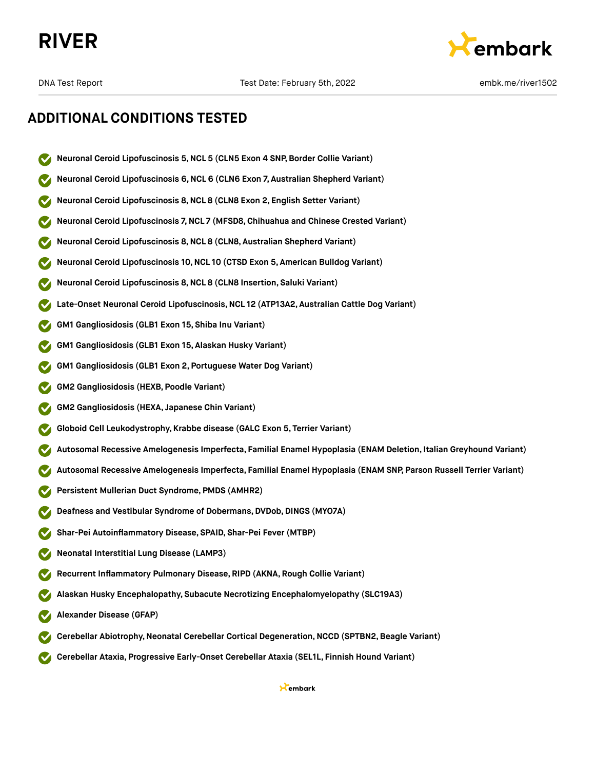## ADDITIONAL CONDITIONS TESTED

- **Neuronal Ceroid Lipofuscinosis 5, NCL 5 (CLN5 Exon 4 SNP, Border Collie Variant)**
- **Neuronal Ceroid Lipofuscinosis 6, NCL 6 (CLN6 Exon 7, Australian Shepherd Variant)**
- **Neuronal Ceroid Lipofuscinosis 8, NCL 8 (CLN8 Exon 2, English Setter Variant)**
- **Neuronal Ceroid Lipofuscinosis 7, NCL 7 (MFSD8, Chihuahua and Chinese Crested Variant)**
- **Neuronal Ceroid Lipofuscinosis 8, NCL 8 (CLN8, Australian Shepherd Variant)**
- **Neuronal Ceroid Lipofuscinosis 10, NCL 10 (CTSD Exon 5, American Bulldog Variant)**
- **Neuronal Ceroid Lipofuscinosis 8, NCL 8 (CLN8 Insertion, Saluki Variant)**
- **Late-Onset Neuronal Ceroid Lipofuscinosis, NCL 12 (ATP13A2, Australian Cattle Dog Variant)**
- **GM1 Gangliosidosis (GLB1 Exon 15, Shiba Inu Variant)**
- **GM1 Gangliosidosis (GLB1 Exon 15, Alaskan Husky Variant)**
- **GM1 Gangliosidosis (GLB1 Exon 2, Portuguese Water Dog Variant)**
- **GM2 Gangliosidosis (HEXB, Poodle Variant)**
- **GM2 Gangliosidosis (HEXA, Japanese Chin Variant)**
- **Globoid Cell Leukodystrophy, Krabbe disease (GALC Exon 5, Terrier Variant)**
- **Autosomal Recessive Amelogenesis Imperfecta, Familial Enamel Hypoplasia (ENAM Deletion, Italian Greyhound Variant)**
- **Autosomal Recessive Amelogenesis Imperfecta, Familial Enamel Hypoplasia (ENAM SNP, Parson Russell Terrier Variant)**
- **Persistent Mullerian Duct Syndrome, PMDS (AMHR2)**
- **Deafness and Vestibular Syndrome of Dobermans, DVDob, DINGS (MYO7A)**
- **Shar-Pei Autoinflammatory Disease, SPAID, Shar-Pei Fever (MTBP)**
- **Neonatal Interstitial Lung Disease (LAMP3)**
- **Recurrent Inflammatory Pulmonary Disease, RIPD (AKNA, Rough Collie Variant)**
- **Alaskan Husky Encephalopathy, Subacute Necrotizing Encephalomyelopathy (SLC19A3)**
- **Alexander Disease (GFAP)**
- **Cerebellar Abiotrophy, Neonatal Cerebellar Cortical Degeneration, NCCD (SPTBN2, Beagle Variant)**
- **Cerebellar Ataxia, Progressive Early-Onset Cerebellar Ataxia (SEL1L, Finnish Hound Variant)**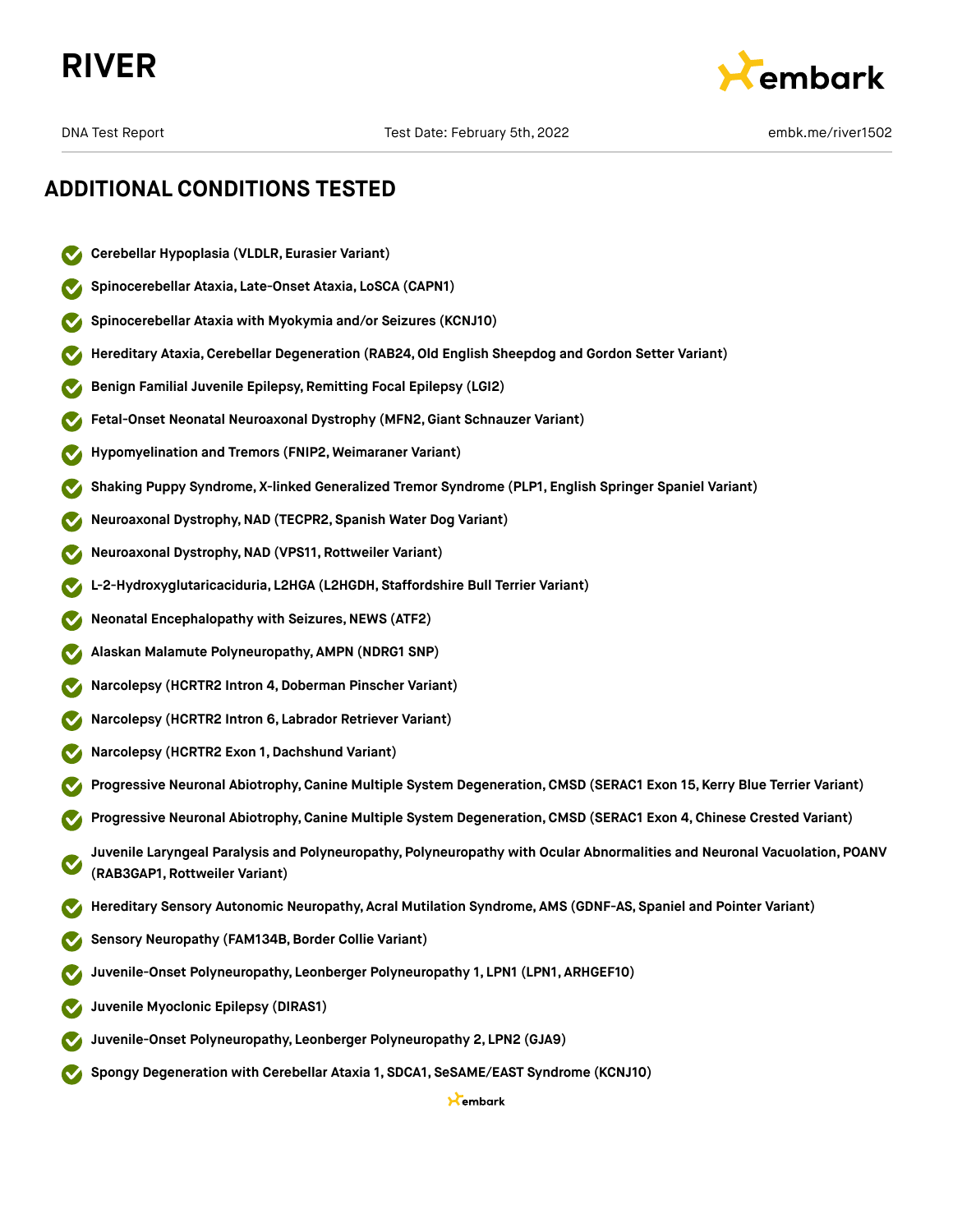# ADDITIONAL CONDITIONS TESTED

- **Cerebellar Hypoplasia (VLDLR, Eurasier Variant)**
- **Spinocerebellar Ataxia, Late-Onset Ataxia, LoSCA (CAPN1)**
- **Spinocerebellar Ataxia with Myokymia and/or Seizures (KCNJ10)**
- **Hereditary Ataxia, Cerebellar Degeneration (RAB24, Old English Sheepdog and Gordon Setter Variant)**
- **Benign Familial Juvenile Epilepsy, Remitting Focal Epilepsy (LGI2)**
- **Fetal-Onset Neonatal Neuroaxonal Dystrophy (MFN2, Giant Schnauzer Variant)**
- **Hypomyelination and Tremors (FNIP2, Weimaraner Variant)**
- **Shaking Puppy Syndrome, X-linked Generalized Tremor Syndrome (PLP1, English Springer Spaniel Variant)**
- **Neuroaxonal Dystrophy, NAD (TECPR2, Spanish Water Dog Variant)**
- **Neuroaxonal Dystrophy, NAD (VPS11, Rottweiler Variant)**
- **L-2-Hydroxyglutaricaciduria, L2HGA (L2HGDH, Staffordshire Bull Terrier Variant)**
- **Neonatal Encephalopathy with Seizures, NEWS (ATF2)**
- **Alaskan Malamute Polyneuropathy, AMPN (NDRG1 SNP)**
- **Narcolepsy (HCRTR2 Intron 4, Doberman Pinscher Variant)**
- **Narcolepsy (HCRTR2 Intron 6, Labrador Retriever Variant)**
- **Narcolepsy (HCRTR2 Exon 1, Dachshund Variant)**
- **Progressive Neuronal Abiotrophy, Canine Multiple System Degeneration, CMSD (SERAC1 Exon 15, Kerry Blue Terrier Variant)**
- **Progressive Neuronal Abiotrophy, Canine Multiple System Degeneration, CMSD (SERAC1 Exon 4, Chinese Crested Variant)**
- **Juvenile Laryngeal Paralysis and Polyneuropathy, Polyneuropathy with Ocular Abnormalities and Neuronal Vacuolation, POANV (RAB3GAP1, Rottweiler Variant)**
- **Hereditary Sensory Autonomic Neuropathy, Acral Mutilation Syndrome, AMS (GDNF-AS, Spaniel and Pointer Variant)**
- **Sensory Neuropathy (FAM134B, Border Collie Variant)**
- **Juvenile-Onset Polyneuropathy, Leonberger Polyneuropathy 1, LPN1 (LPN1, ARHGEF10)**
- **Juvenile Myoclonic Epilepsy (DIRAS1)**
- **Juvenile-Onset Polyneuropathy, Leonberger Polyneuropathy 2, LPN2 (GJA9)**
- **Spongy Degeneration with Cerebellar Ataxia 1, SDCA1, SeSAME/EAST Syndrome (KCNJ10)**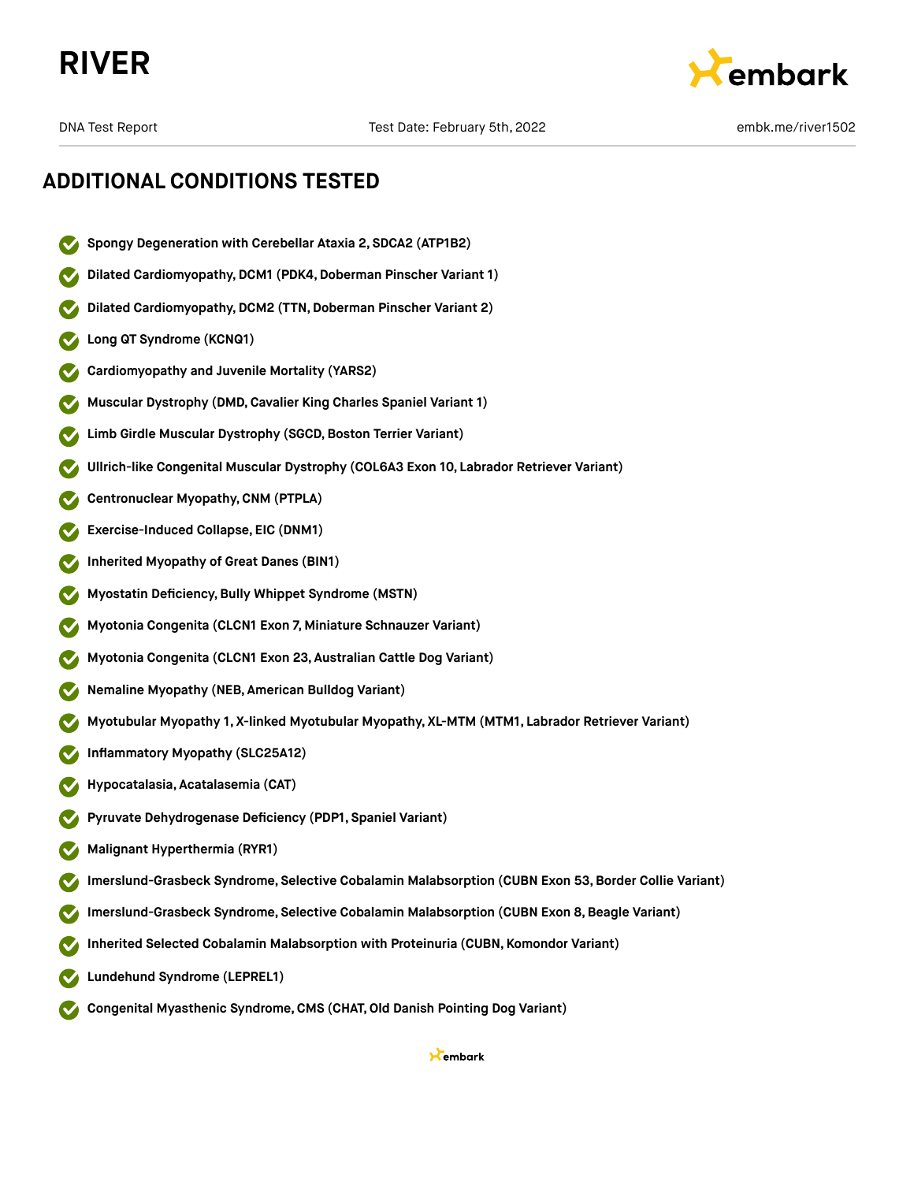## ADDITIONAL CONDITIONS TESTED

- **Spongy Degeneration with Cerebellar Ataxia 2, SDCA2 (ATP1B2)**
- **Dilated Cardiomyopathy, DCM1 (PDK4, Doberman Pinscher Variant 1)**
- **Dilated Cardiomyopathy, DCM2 (TTN, Doberman Pinscher Variant 2)**
- **Long QT Syndrome (KCNQ1)**
- **Cardiomyopathy and Juvenile Mortality (YARS2)**
- **Muscular Dystrophy (DMD, Cavalier King Charles Spaniel Variant 1)**
- **Limb Girdle Muscular Dystrophy (SGCD, Boston Terrier Variant)**
- **Ullrich-like Congenital Muscular Dystrophy (COL6A3 Exon 10, Labrador Retriever Variant)**
- **Centronuclear Myopathy, CNM (PTPLA)**
- **Exercise-Induced Collapse, EIC (DNM1)**
- **Inherited Myopathy of Great Danes (BIN1)**
- **Myostatin Deficiency, Bully Whippet Syndrome (MSTN)**
- **Myotonia Congenita (CLCN1 Exon 7, Miniature Schnauzer Variant)**
- **Myotonia Congenita (CLCN1 Exon 23, Australian Cattle Dog Variant)**
- **Nemaline Myopathy (NEB, American Bulldog Variant)**
- **Myotubular Myopathy 1, X-linked Myotubular Myopathy, XL-MTM (MTM1, Labrador Retriever Variant)**
- **Inflammatory Myopathy (SLC25A12)**
- **Hypocatalasia, Acatalasemia (CAT)**
- **Pyruvate Dehydrogenase Deficiency (PDP1, Spaniel Variant)**
- **Malignant Hyperthermia (RYR1)**
- **Imerslund-Grasbeck Syndrome, Selective Cobalamin Malabsorption (CUBN Exon 53, Border Collie Variant)**
- **Imerslund-Grasbeck Syndrome, Selective Cobalamin Malabsorption (CUBN Exon 8, Beagle Variant)**
- **Inherited Selected Cobalamin Malabsorption with Proteinuria (CUBN, Komondor Variant)**
- **Lundehund Syndrome (LEPREL1)**
- **Congenital Myasthenic Syndrome, CMS (CHAT, Old Danish Pointing Dog Variant)**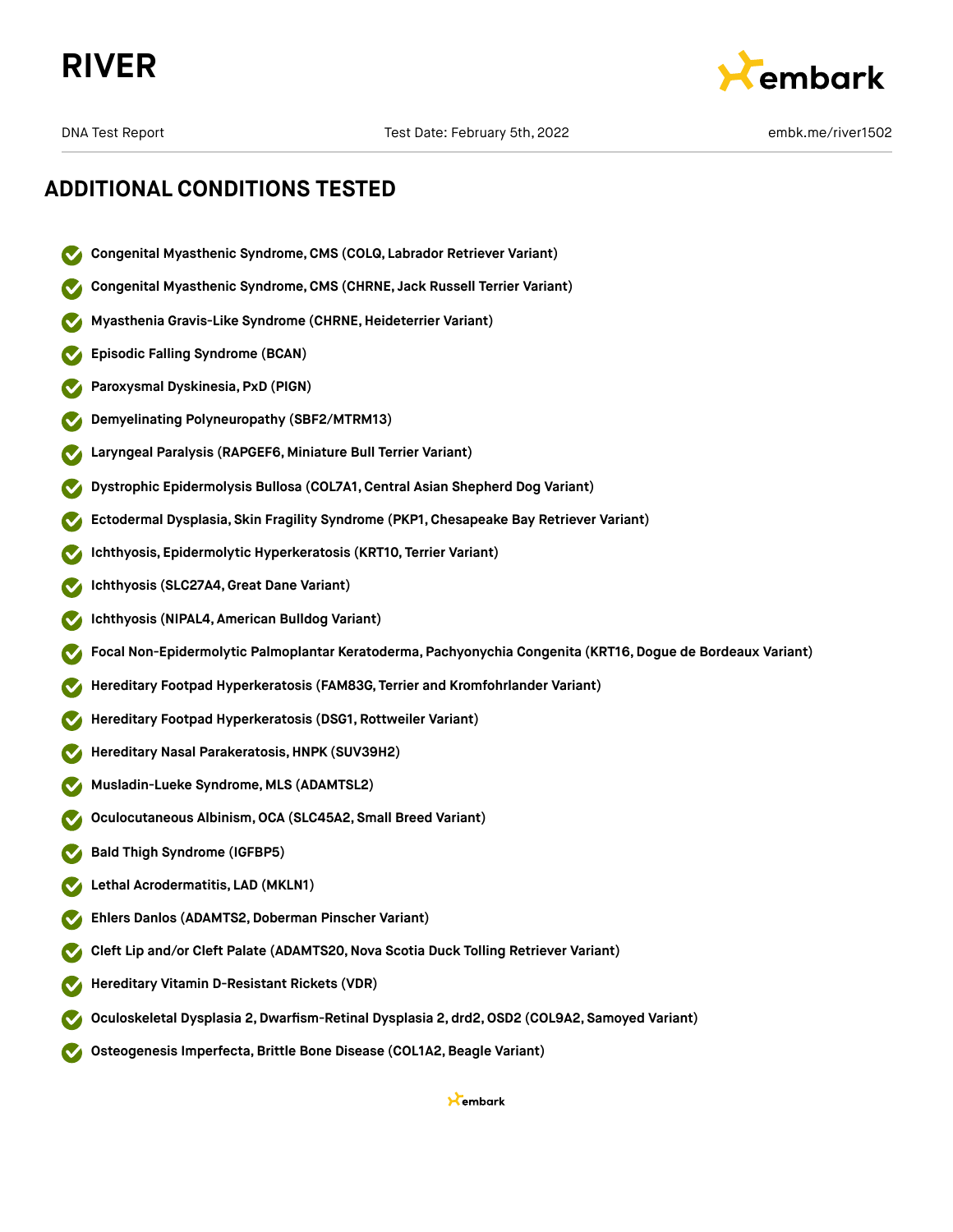# RIVER

DNA Test Report | Test Date: February 5th, 2022 | embk.me/river1502

## ADDITIONAL CONDITIONS TESTED

- Congenital Myasthenic Syndrome, CMS (COLQ, Labrador Retriever Variant)
- Congenital Myasthenic Syndrome, CMS (CHRNE, Jack Russell Terrier Variant)
- Myasthenia Gravis-Like Syndrome (CHRNE, Heideterrier Variant)
- Episodic Falling Syndrome (BCAN)
- Paroxysmal Dyskinesia, PxD (PIGN)
- Demyelinating Polyneuropathy (SBF2/MTRM13)
- Laryngeal Paralysis (RAPGEF6, Miniature Bull Terrier Variant)
- Dystrophic Epidermolysis Bullosa (COL7A1, Central Asian Shepherd Dog Variant)
- Ectodermal Dysplasia, Skin Fragility Syndrome (PKP1, Chesapeake Bay Retriever Variant)
- Ichthyosis, Epidermolytic Hyperkeratosis (KRT10, Terrier Variant)
- Ichthyosis (SLC27A4, Great Dane Variant)
- Ichthyosis (NIPAL4, American Bulldog Variant)
- Focal Non-Epidermolytic Palmoplantar Keratoderma, Pachyonychia Congenita (KRT16, Dogue de Bordeaux Variant)
- Hereditary Footpad Hyperkeratosis (FAM83G, Terrier and Kromfohrlander Variant)
- Hereditary Footpad Hyperkeratosis (DSG1, Rottweiler Variant)
- Hereditary Nasal Parakeratosis, HNPK (SUV39H2)
- Musladin-Lueke Syndrome, MLS (ADAMTSL2)
- Oculocutaneous Albinism, OCA (SLC45A2, Small Breed Variant)
- Bald Thigh Syndrome (IGFBP5)
- Lethal Acrodermatitis, LAD (MKLN1)
- Ehlers Danlos (ADAMTS2, Doberman Pinscher Variant)
- Cleft Lip and/or Cleft Palate (ADAMTS20, Nova Scotia Duck Tolling Retriever Variant)
- Hereditary Vitamin D-Resistant Rickets (VDR)
- Oculoskeletal Dysplasia 2, Dwarfism-Retinal Dysplasia 2, drd2, OSD2 (COL9A2, Samoyed Variant)
- Osteogenesis Imperfecta, Brittle Bone Disease (COL1A2, Beagle Variant)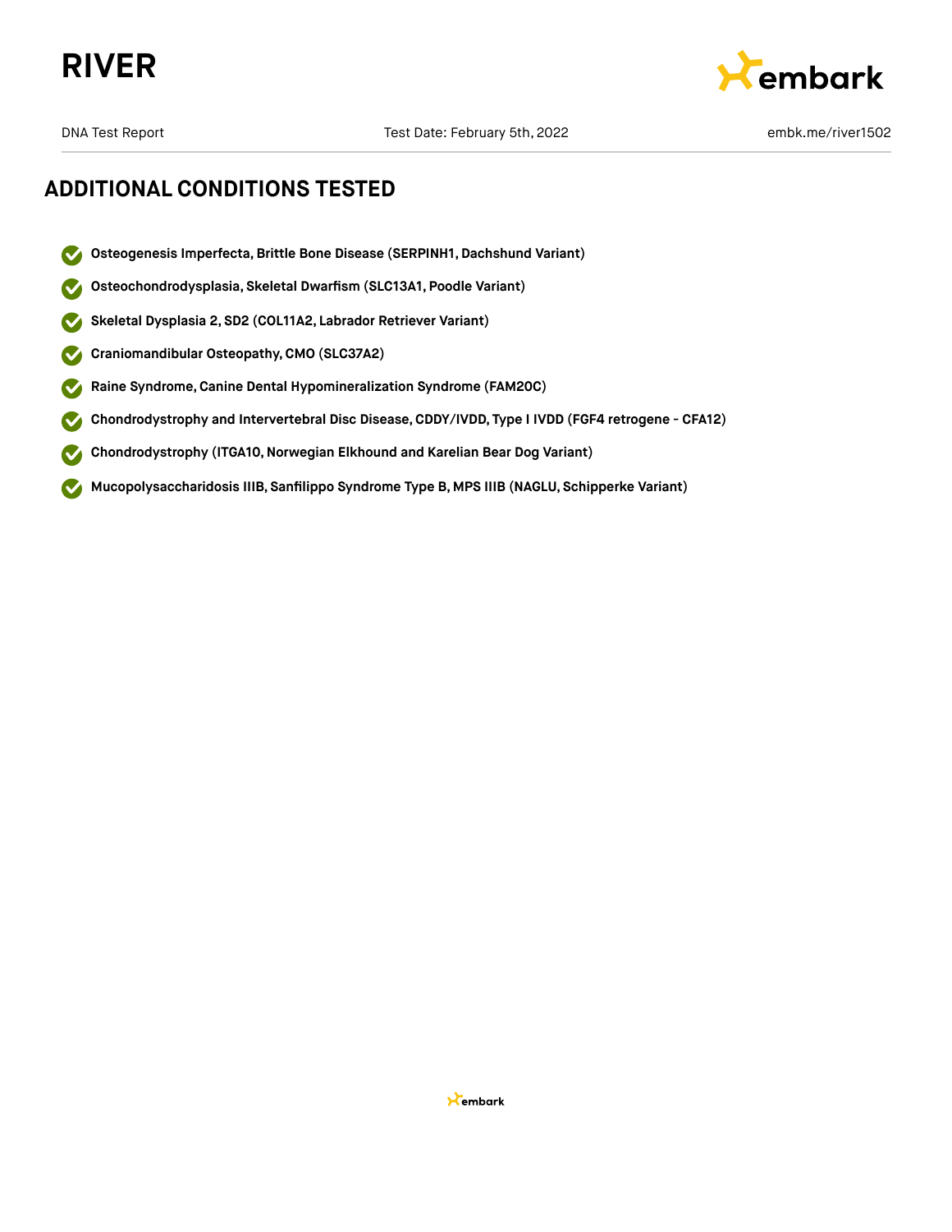## ADDITIONAL CONDITIONS TESTED

- **Osteogenesis Imperfecta, Brittle Bone Disease (SERPINH1, Dachshund Variant)**
- **Osteochondrodysplasia, Skeletal Dwarfism (SLC13A1, Poodle Variant)**
- **Skeletal Dysplasia 2, SD2 (COL11A2, Labrador Retriever Variant)**
- **Craniomandibular Osteopathy, CMO (SLC37A2)**
- **Raine Syndrome, Canine Dental Hypomineralization Syndrome (FAM20C)**
- **Chondrodystrophy and Intervertebral Disc Disease, CDDY/IVDD, Type I IVDD (FGF4 retrogene - CFA12)**
- **Chondrodystrophy (ITGA10, Norwegian Elkhound and Karelian Bear Dog Variant)**
- **Mucopolysaccharidosis IIIB, Sanfilippo Syndrome Type B, MPS IIIB (NAGLU, Schipperke Variant)**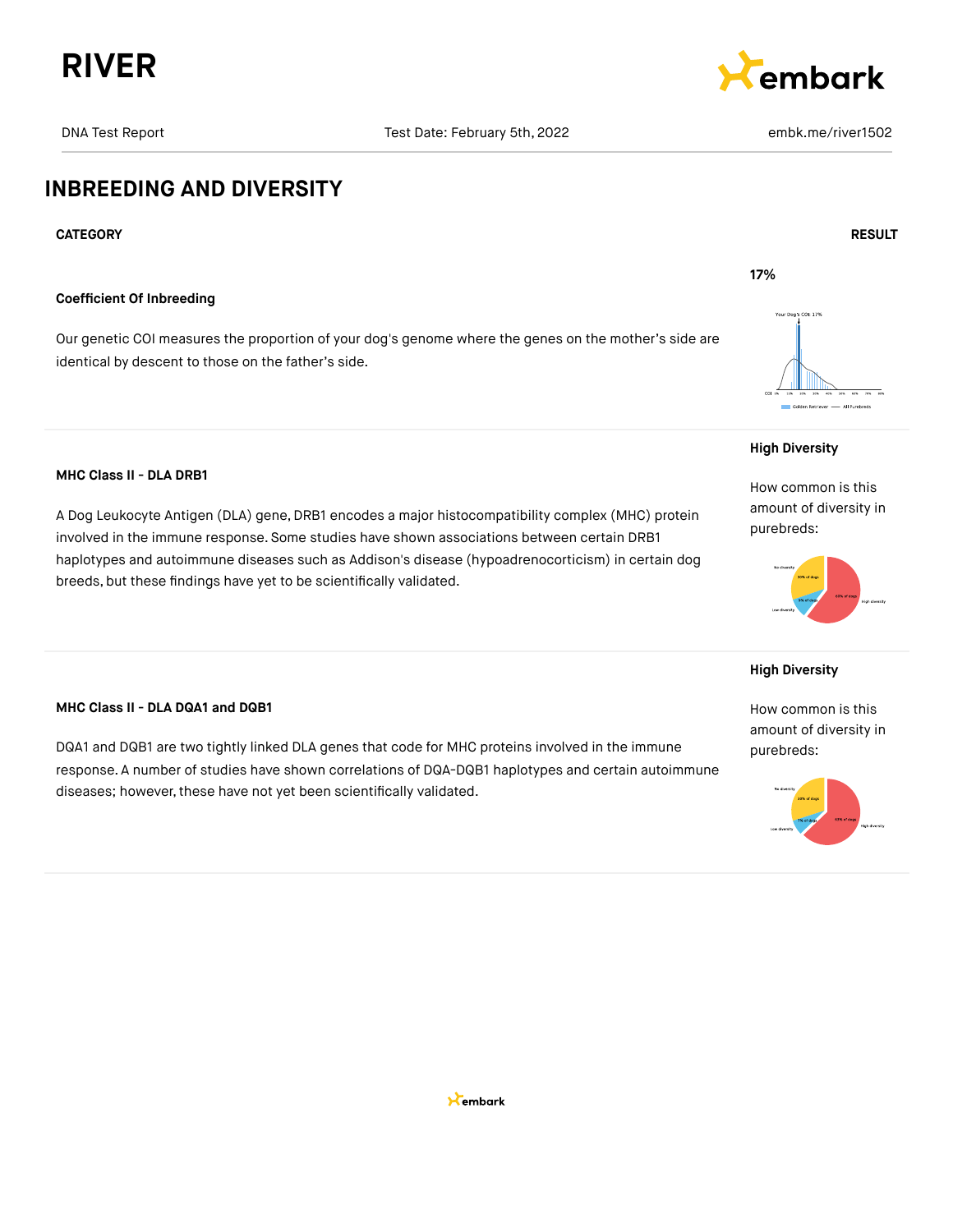# RIVER

DNA Test Report

Test Date: February 5th, 2022

embk.me/river1502

## INBREEDING AND DIVERSITY

| CATEGORY | RESULT |
|---|---|
| **Coefficient Of Inbreeding**<br><br>Our genetic COI measures the proportion of your dog's genome where the genes on the mother's side are identical by descent to those on the father's side. | **17%** |
| **MHC Class II - DLA DRB1**<br><br>A Dog Leukocyte Antigen (DLA) gene, DRB1 encodes a major histocompatibility complex (MHC) protein involved in the immune response. Some studies have shown associations between certain DRB1 haplotypes and autoimmune diseases such as Addison's disease (hypoadrenocorticism) in certain dog breeds, but these findings have yet to be scientifically validated. | **High Diversity**<br><br>How common is this amount of diversity in purebreds: |
| **MHC Class II - DLA DQA1 and DQB1**<br><br>DQA1 and DQB1 are two tightly linked DLA genes that code for MHC proteins involved in the immune response. A number of studies have shown correlations of DQA-DQB1 haplotypes and certain autoimmune diseases; however, these have not yet been scientifically validated. | **High Diversity**<br><br>How common is this amount of diversity in purebreds: |

Your Dog's COI: 17%

COI 0% 10% 20% 30% 40% 50% 60% 70% 80% 90%

Golden Retriever — All Purebreds

No diversity
30% of dogs
5% of dogs
Low diversity
65% of dogs
High diversity

No diversity
30% of dogs
7% of dogs
Low diversity
63% of dogs
High diversity